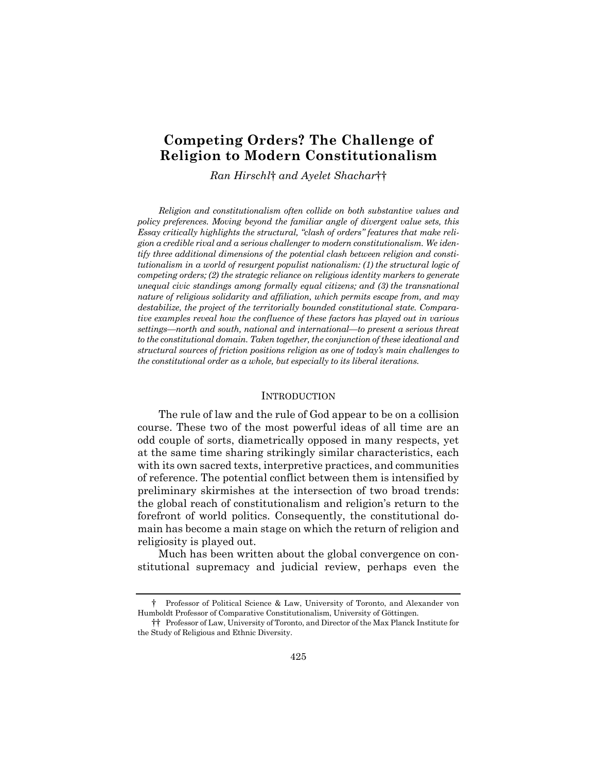# Competing Orders? The Challenge of Religion to Modern Constitutionalism

*Ran Hirschl† and Ayelet Shachar††*

*Religion and constitutionalism often collide on both substantive values and policy preferences. Moving beyond the familiar angle of divergent value sets, this Essay critically highlights the structural, "clash of orders" features that make religion a credible rival and a serious challenger to modern constitutionalism. We identify three additional dimensions of the potential clash between religion and constitutionalism in a world of resurgent populist nationalism: (1) the structural logic of competing orders; (2) the strategic reliance on religious identity markers to generate unequal civic standings among formally equal citizens; and (3) the transnational nature of religious solidarity and affiliation, which permits escape from, and may destabilize, the project of the territorially bounded constitutional state. Comparative examples reveal how the confluence of these factors has played out in various settings—north and south, national and international—to present a serious threat to the constitutional domain. Taken together, the conjunction of these ideational and structural sources of friction positions religion as one of today's main challenges to the constitutional order as a whole, but especially to its liberal iterations.*

## INTRODUCTION

The rule of law and the rule of God appear to be on a collision course. These two of the most powerful ideas of all time are an odd couple of sorts, diametrically opposed in many respects, yet at the same time sharing strikingly similar characteristics, each with its own sacred texts, interpretive practices, and communities of reference. The potential conflict between them is intensified by preliminary skirmishes at the intersection of two broad trends: the global reach of constitutionalism and religion's return to the forefront of world politics. Consequently, the constitutional domain has become a main stage on which the return of religion and religiosity is played out.

Much has been written about the global convergence on constitutional supremacy and judicial review, perhaps even the

† Professor of Political Science & Law, University of Toronto, and Alexander von Humboldt Professor of Comparative Constitutionalism, University of Göttingen.

†† Professor of Law, University of Toronto, and Director of the Max Planck Institute for the Study of Religious and Ethnic Diversity.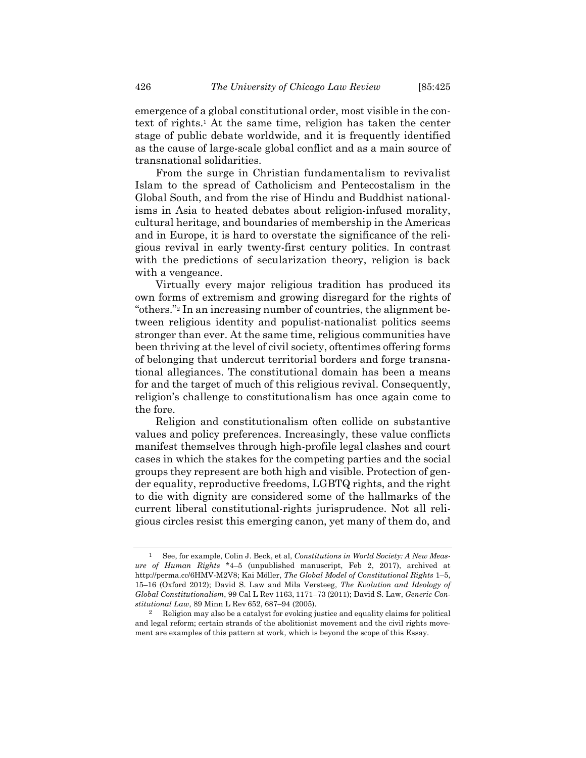emergence of a global constitutional order, most visible in the context of rights.[1] At the same time, religion has taken the center stage of public debate worldwide, and it is frequently identified as the cause of large-scale global conflict and as a main source of transnational solidarities.

From the surge in Christian fundamentalism to revivalist Islam to the spread of Catholicism and Pentecostalism in the Global South, and from the rise of Hindu and Buddhist nationalisms in Asia to heated debates about religion-infused morality, cultural heritage, and boundaries of membership in the Americas and in Europe, it is hard to overstate the significance of the religious revival in early twenty-first century politics. In contrast with the predictions of secularization theory, religion is back with a vengeance.

Virtually every major religious tradition has produced its own forms of extremism and growing disregard for the rights of "others."[2] In an increasing number of countries, the alignment between religious identity and populist-nationalist politics seems stronger than ever. At the same time, religious communities have been thriving at the level of civil society, oftentimes offering forms of belonging that undercut territorial borders and forge transnational allegiances. The constitutional domain has been a means for and the target of much of this religious revival. Consequently, religion's challenge to constitutionalism has once again come to the fore.

Religion and constitutionalism often collide on substantive values and policy preferences. Increasingly, these value conflicts manifest themselves through high-profile legal clashes and court cases in which the stakes for the competing parties and the social groups they represent are both high and visible. Protection of gender equality, reproductive freedoms, LGBTQ rights, and the right to die with dignity are considered some of the hallmarks of the current liberal constitutional-rights jurisprudence. Not all religious circles resist this emerging canon, yet many of them do, and

---

[1] See, for example, Colin J. Beck, et al, *Constitutions in World Society: A New Measure of Human Rights* *4–5 (unpublished manuscript, Feb 2, 2017), archived at http://perma.cc/6HMV-M2V8; Kai Möller, *The Global Model of Constitutional Rights* 1–5, 15–16 (Oxford 2012); David S. Law and Mila Versteeg, *The Evolution and Ideology of Global Constitutionalism*, 99 Cal L Rev 1163, 1171–73 (2011); David S. Law, *Generic Constitutional Law*, 89 Minn L Rev 652, 687–94 (2005).

[2] Religion may also be a catalyst for evoking justice and equality claims for political and legal reform; certain strands of the abolitionist movement and the civil rights movement are examples of this pattern at work, which is beyond the scope of this Essay.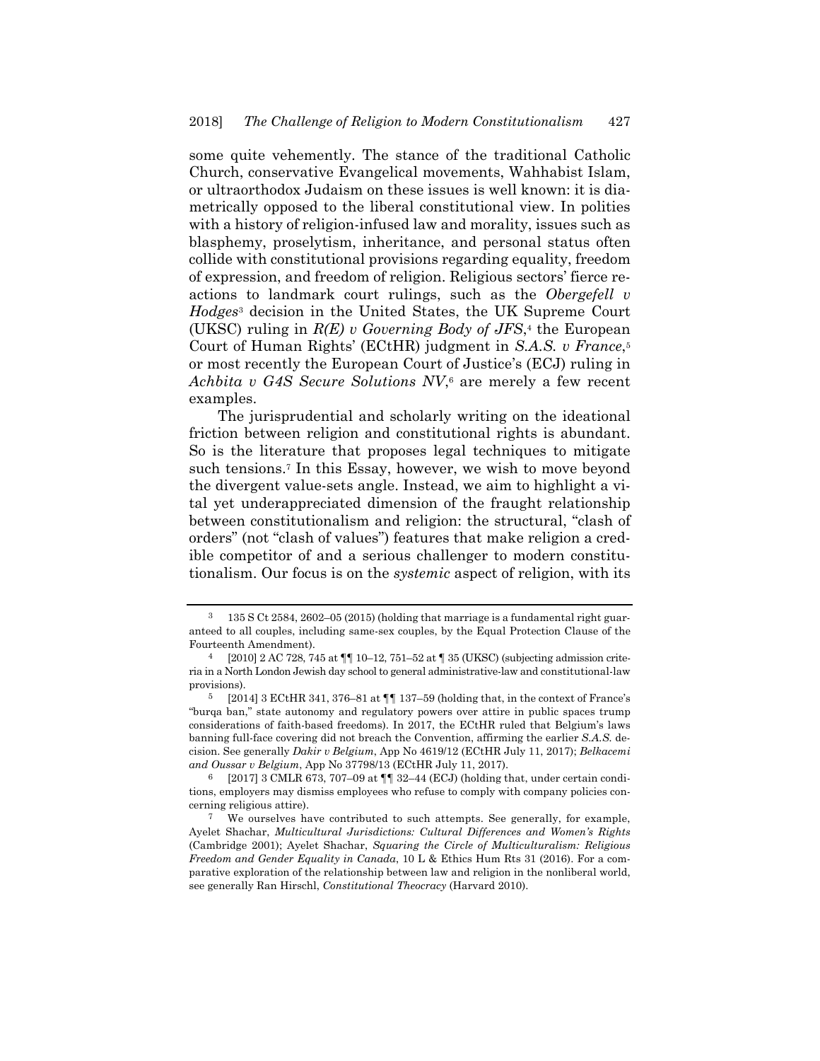some quite vehemently. The stance of the traditional Catholic Church, conservative Evangelical movements, Wahhabist Islam, or ultraorthodox Judaism on these issues is well known: it is diametrically opposed to the liberal constitutional view. In polities with a history of religion-infused law and morality, issues such as blasphemy, proselytism, inheritance, and personal status often collide with constitutional provisions regarding equality, freedom of expression, and freedom of religion. Religious sectors' fierce reactions to landmark court rulings, such as the *Obergefell v Hodges*[3] decision in the United States, the UK Supreme Court (UKSC) ruling in *R(E) v Governing Body of JFS*,[4] the European Court of Human Rights' (ECtHR) judgment in *S.A.S. v France*,[5] or most recently the European Court of Justice's (ECJ) ruling in *Achbita v G4S Secure Solutions NV*,[6] are merely a few recent examples.

The jurisprudential and scholarly writing on the ideational friction between religion and constitutional rights is abundant. So is the literature that proposes legal techniques to mitigate such tensions.[7] In this Essay, however, we wish to move beyond the divergent value-sets angle. Instead, we aim to highlight a vital yet underappreciated dimension of the fraught relationship between constitutionalism and religion: the structural, "clash of orders" (not "clash of values") features that make religion a credible competitor of and a serious challenger to modern constitutionalism. Our focus is on the *systemic* aspect of religion, with its

---

[3] 135 S Ct 2584, 2602–05 (2015) (holding that marriage is a fundamental right guaranteed to all couples, including same-sex couples, by the Equal Protection Clause of the Fourteenth Amendment).

[4] [2010] 2 AC 728, 745 at ¶¶ 10–12, 751–52 at ¶ 35 (UKSC) (subjecting admission criteria in a North London Jewish day school to general administrative-law and constitutional-law provisions).

[5] [2014] 3 ECtHR 341, 376–81 at ¶¶ 137–59 (holding that, in the context of France's "burqa ban," state autonomy and regulatory powers over attire in public spaces trump considerations of faith-based freedoms). In 2017, the ECtHR ruled that Belgium's laws banning full-face covering did not breach the Convention, affirming the earlier *S.A.S.* decision. See generally *Dakir v Belgium*, App No 4619/12 (ECtHR July 11, 2017); *Belkacemi and Oussar v Belgium*, App No 37798/13 (ECtHR July 11, 2017).

[6] [2017] 3 CMLR 673, 707–09 at ¶¶ 32–44 (ECJ) (holding that, under certain conditions, employers may dismiss employees who refuse to comply with company policies concerning religious attire).

[7] We ourselves have contributed to such attempts. See generally, for example, Ayelet Shachar, *Multicultural Jurisdictions: Cultural Differences and Women's Rights* (Cambridge 2001); Ayelet Shachar, *Squaring the Circle of Multiculturalism: Religious Freedom and Gender Equality in Canada*, 10 L & Ethics Hum Rts 31 (2016). For a comparative exploration of the relationship between law and religion in the nonliberal world, see generally Ran Hirschl, *Constitutional Theocracy* (Harvard 2010).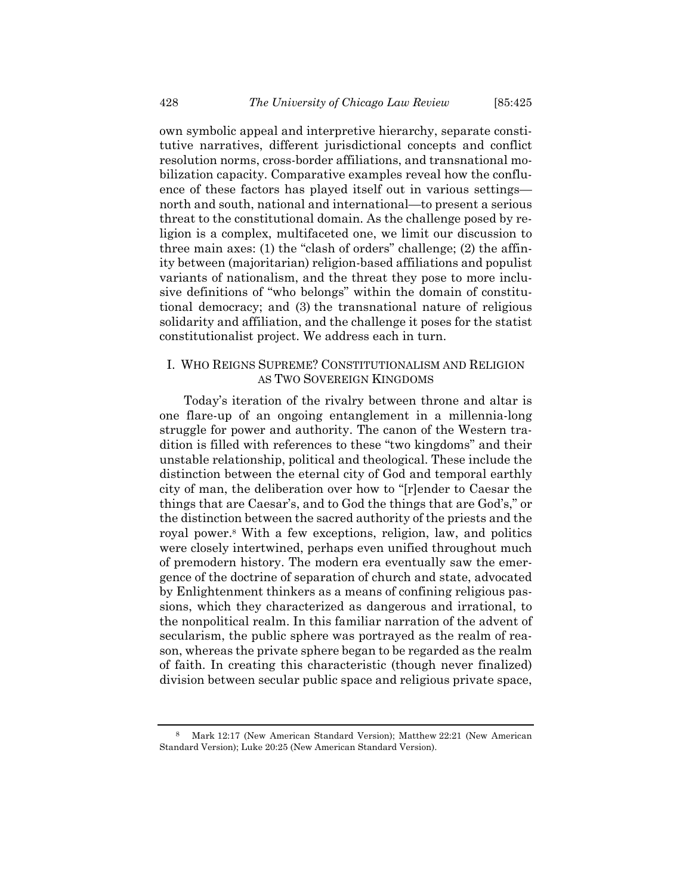own symbolic appeal and interpretive hierarchy, separate constitutive narratives, different jurisdictional concepts and conflict resolution norms, cross-border affiliations, and transnational mobilization capacity. Comparative examples reveal how the confluence of these factors has played itself out in various settings—north and south, national and international—to present a serious threat to the constitutional domain. As the challenge posed by religion is a complex, multifaceted one, we limit our discussion to three main axes: (1) the "clash of orders" challenge; (2) the affinity between (majoritarian) religion-based affiliations and populist variants of nationalism, and the threat they pose to more inclusive definitions of "who belongs" within the domain of constitutional democracy; and (3) the transnational nature of religious solidarity and affiliation, and the challenge it poses for the statist constitutionalist project. We address each in turn.

## I. WHO REIGNS SUPREME? CONSTITUTIONALISM AND RELIGION AS TWO SOVEREIGN KINGDOMS

Today's iteration of the rivalry between throne and altar is one flare-up of an ongoing entanglement in a millennia-long struggle for power and authority. The canon of the Western tradition is filled with references to these "two kingdoms" and their unstable relationship, political and theological. These include the distinction between the eternal city of God and temporal earthly city of man, the deliberation over how to "[r]ender to Caesar the things that are Caesar's, and to God the things that are God's," or the distinction between the sacred authority of the priests and the royal power.[8] With a few exceptions, religion, law, and politics were closely intertwined, perhaps even unified throughout much of premodern history. The modern era eventually saw the emergence of the doctrine of separation of church and state, advocated by Enlightenment thinkers as a means of confining religious passions, which they characterized as dangerous and irrational, to the nonpolitical realm. In this familiar narration of the advent of secularism, the public sphere was portrayed as the realm of reason, whereas the private sphere began to be regarded as the realm of faith. In creating this characteristic (though never finalized) division between secular public space and religious private space,

---

[8] Mark 12:17 (New American Standard Version); Matthew 22:21 (New American Standard Version); Luke 20:25 (New American Standard Version).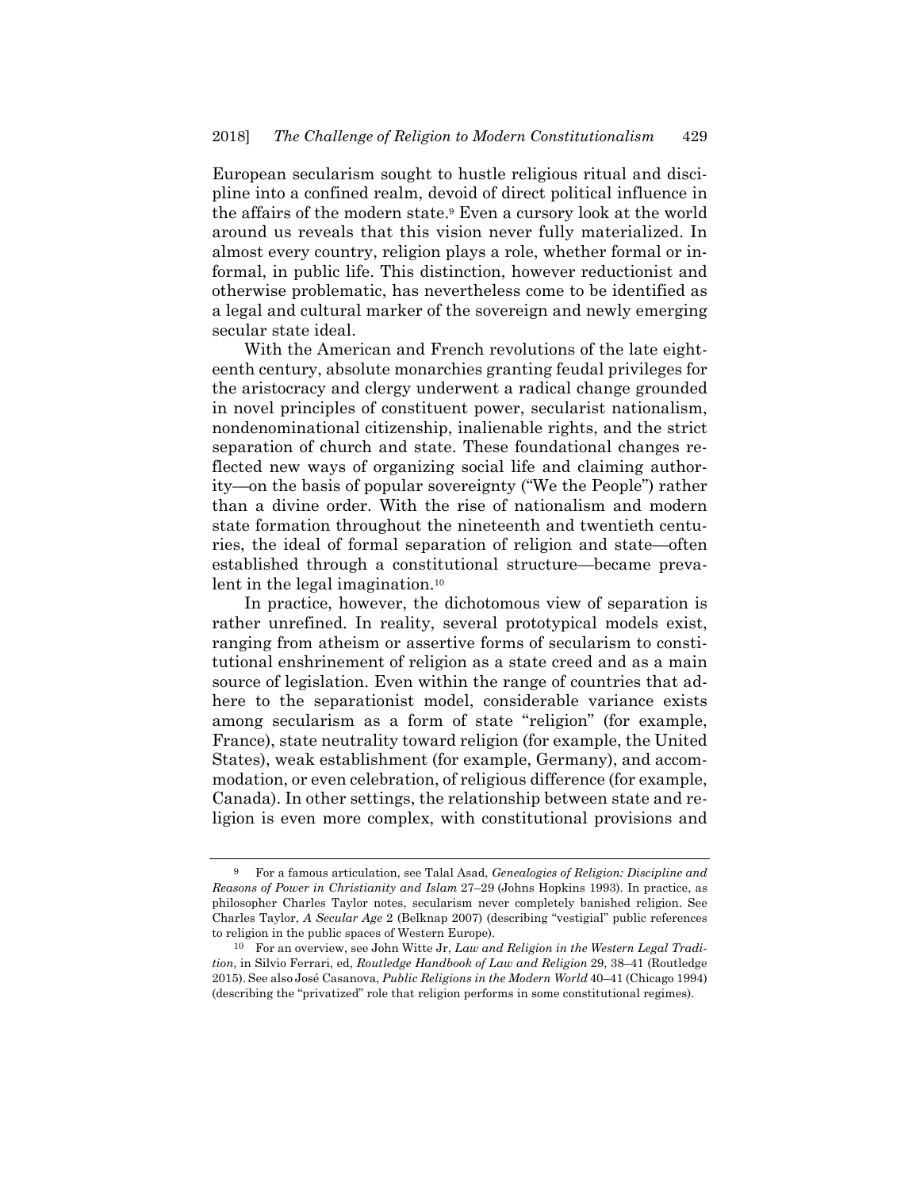European secularism sought to hustle religious ritual and discipline into a confined realm, devoid of direct political influence in the affairs of the modern state.[9] Even a cursory look at the world around us reveals that this vision never fully materialized. In almost every country, religion plays a role, whether formal or informal, in public life. This distinction, however reductionist and otherwise problematic, has nevertheless come to be identified as a legal and cultural marker of the sovereign and newly emerging secular state ideal.

With the American and French revolutions of the late eighteenth century, absolute monarchies granting feudal privileges for the aristocracy and clergy underwent a radical change grounded in novel principles of constituent power, secularist nationalism, nondenominational citizenship, inalienable rights, and the strict separation of church and state. These foundational changes reflected new ways of organizing social life and claiming authority—on the basis of popular sovereignty ("We the People") rather than a divine order. With the rise of nationalism and modern state formation throughout the nineteenth and twentieth centuries, the ideal of formal separation of religion and state—often established through a constitutional structure—became prevalent in the legal imagination.[10]

In practice, however, the dichotomous view of separation is rather unrefined. In reality, several prototypical models exist, ranging from atheism or assertive forms of secularism to constitutional enshrinement of religion as a state creed and as a main source of legislation. Even within the range of countries that adhere to the separationist model, considerable variance exists among secularism as a form of state "religion" (for example, France), state neutrality toward religion (for example, the United States), weak establishment (for example, Germany), and accommodation, or even celebration, of religious difference (for example, Canada). In other settings, the relationship between state and religion is even more complex, with constitutional provisions and

---

[9] For a famous articulation, see Talal Asad, *Genealogies of Religion: Discipline and Reasons of Power in Christianity and Islam* 27–29 (Johns Hopkins 1993). In practice, as philosopher Charles Taylor notes, secularism never completely banished religion. See Charles Taylor, *A Secular Age* 2 (Belknap 2007) (describing "vestigial" public references to religion in the public spaces of Western Europe).

[10] For an overview, see John Witte Jr, *Law and Religion in the Western Legal Tradition*, in Silvio Ferrari, ed, *Routledge Handbook of Law and Religion* 29, 38–41 (Routledge 2015). See also José Casanova, *Public Religions in the Modern World* 40–41 (Chicago 1994) (describing the "privatized" role that religion performs in some constitutional regimes).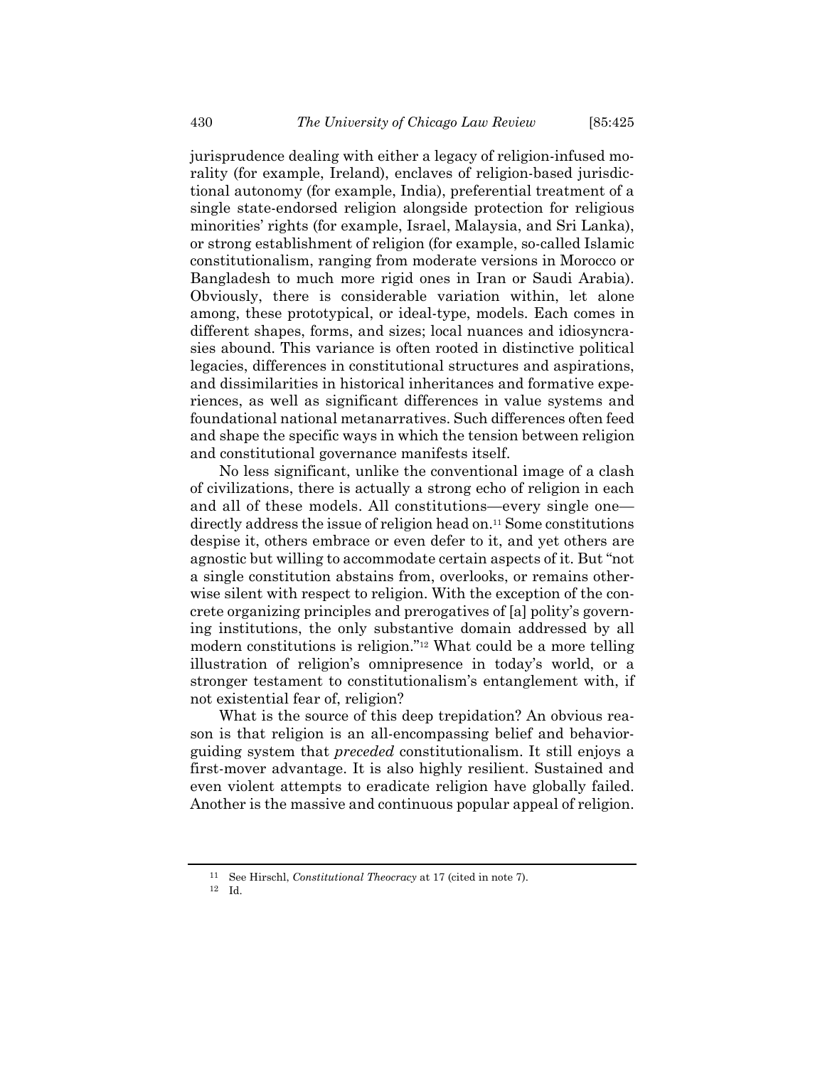jurisprudence dealing with either a legacy of religion-infused morality (for example, Ireland), enclaves of religion-based jurisdictional autonomy (for example, India), preferential treatment of a single state-endorsed religion alongside protection for religious minorities' rights (for example, Israel, Malaysia, and Sri Lanka), or strong establishment of religion (for example, so-called Islamic constitutionalism, ranging from moderate versions in Morocco or Bangladesh to much more rigid ones in Iran or Saudi Arabia). Obviously, there is considerable variation within, let alone among, these prototypical, or ideal-type, models. Each comes in different shapes, forms, and sizes; local nuances and idiosyncrasies abound. This variance is often rooted in distinctive political legacies, differences in constitutional structures and aspirations, and dissimilarities in historical inheritances and formative experiences, as well as significant differences in value systems and foundational national metanarratives. Such differences often feed and shape the specific ways in which the tension between religion and constitutional governance manifests itself.

No less significant, unlike the conventional image of a clash of civilizations, there is actually a strong echo of religion in each and all of these models. All constitutions—every single one—directly address the issue of religion head on.[11] Some constitutions despise it, others embrace or even defer to it, and yet others are agnostic but willing to accommodate certain aspects of it. But "not a single constitution abstains from, overlooks, or remains otherwise silent with respect to religion. With the exception of the concrete organizing principles and prerogatives of [a] polity's governing institutions, the only substantive domain addressed by all modern constitutions is religion."[12] What could be a more telling illustration of religion's omnipresence in today's world, or a stronger testament to constitutionalism's entanglement with, if not existential fear of, religion?

What is the source of this deep trepidation? An obvious reason is that religion is an all-encompassing belief and behavior-guiding system that *preceded* constitutionalism. It still enjoys a first-mover advantage. It is also highly resilient. Sustained and even violent attempts to eradicate religion have globally failed. Another is the massive and continuous popular appeal of religion.

---

[11] See Hirschl, *Constitutional Theocracy* at 17 (cited in note 7).

[12] Id.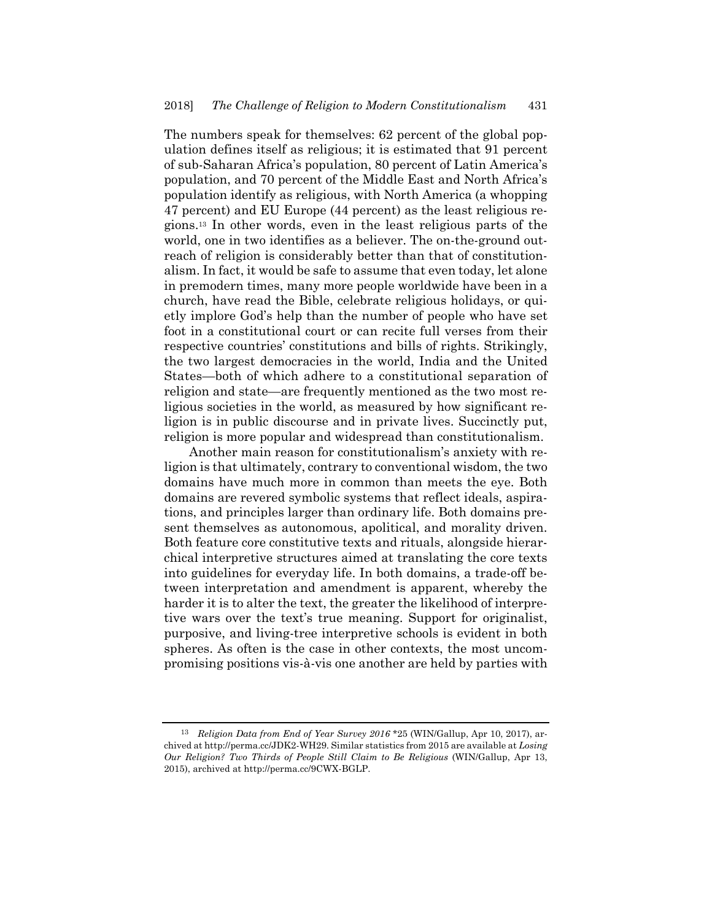The numbers speak for themselves: 62 percent of the global population defines itself as religious; it is estimated that 91 percent of sub-Saharan Africa's population, 80 percent of Latin America's population, and 70 percent of the Middle East and North Africa's population identify as religious, with North America (a whopping 47 percent) and EU Europe (44 percent) as the least religious regions.[13] In other words, even in the least religious parts of the world, one in two identifies as a believer. The on-the-ground outreach of religion is considerably better than that of constitutionalism. In fact, it would be safe to assume that even today, let alone in premodern times, many more people worldwide have been in a church, have read the Bible, celebrate religious holidays, or quietly implore God's help than the number of people who have set foot in a constitutional court or can recite full verses from their respective countries' constitutions and bills of rights. Strikingly, the two largest democracies in the world, India and the United States—both of which adhere to a constitutional separation of religion and state—are frequently mentioned as the two most religious societies in the world, as measured by how significant religion is in public discourse and in private lives. Succinctly put, religion is more popular and widespread than constitutionalism.

Another main reason for constitutionalism's anxiety with religion is that ultimately, contrary to conventional wisdom, the two domains have much more in common than meets the eye. Both domains are revered symbolic systems that reflect ideals, aspirations, and principles larger than ordinary life. Both domains present themselves as autonomous, apolitical, and morality driven. Both feature core constitutive texts and rituals, alongside hierarchical interpretive structures aimed at translating the core texts into guidelines for everyday life. In both domains, a trade-off between interpretation and amendment is apparent, whereby the harder it is to alter the text, the greater the likelihood of interpretive wars over the text's true meaning. Support for originalist, purposive, and living-tree interpretive schools is evident in both spheres. As often is the case in other contexts, the most uncompromising positions vis-à-vis one another are held by parties with

---

[13] *Religion Data from End of Year Survey 2016* *25 (WIN/Gallup, Apr 10, 2017), archived at http://perma.cc/JDK2-WH29. Similar statistics from 2015 are available at *Losing Our Religion? Two Thirds of People Still Claim to Be Religious* (WIN/Gallup, Apr 13, 2015), archived at http://perma.cc/9CWX-BGLP.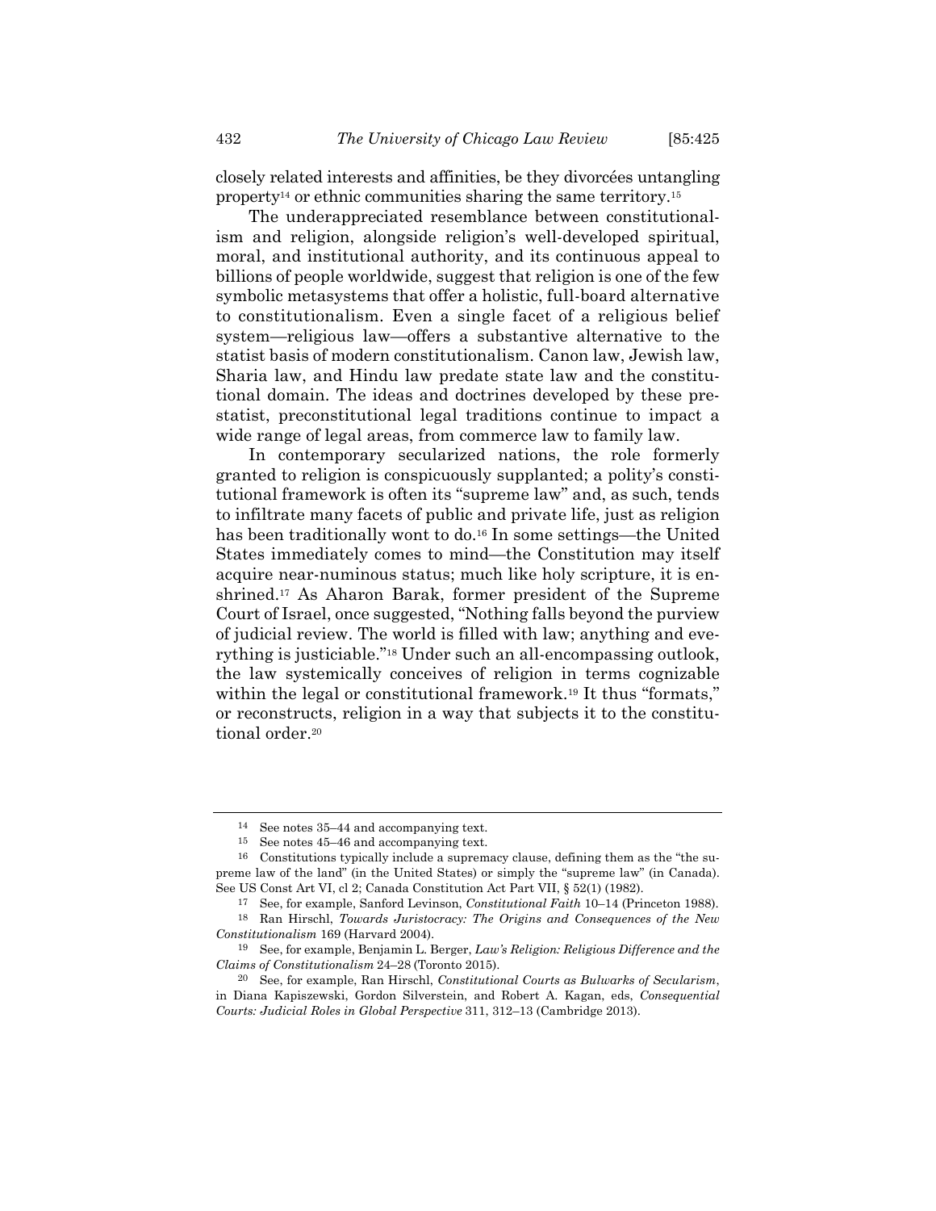closely related interests and affinities, be they divorcées untangling property[14] or ethnic communities sharing the same territory.[15]

The underappreciated resemblance between constitutionalism and religion, alongside religion's well-developed spiritual, moral, and institutional authority, and its continuous appeal to billions of people worldwide, suggest that religion is one of the few symbolic metasystems that offer a holistic, full-board alternative to constitutionalism. Even a single facet of a religious belief system—religious law—offers a substantive alternative to the statist basis of modern constitutionalism. Canon law, Jewish law, Sharia law, and Hindu law predate state law and the constitutional domain. The ideas and doctrines developed by these prestatist, preconstitutional legal traditions continue to impact a wide range of legal areas, from commerce law to family law.

In contemporary secularized nations, the role formerly granted to religion is conspicuously supplanted; a polity's constitutional framework is often its "supreme law" and, as such, tends to infiltrate many facets of public and private life, just as religion has been traditionally wont to do.[16] In some settings—the United States immediately comes to mind—the Constitution may itself acquire near-numinous status; much like holy scripture, it is enshrined.[17] As Aharon Barak, former president of the Supreme Court of Israel, once suggested, "Nothing falls beyond the purview of judicial review. The world is filled with law; anything and everything is justiciable."[18] Under such an all-encompassing outlook, the law systemically conceives of religion in terms cognizable within the legal or constitutional framework.[19] It thus "formats," or reconstructs, religion in a way that subjects it to the constitutional order.[20]

---

[14] See notes 35–44 and accompanying text.

[15] See notes 45–46 and accompanying text.

[16] Constitutions typically include a supremacy clause, defining them as the "the supreme law of the land" (in the United States) or simply the "supreme law" (in Canada). See US Const Art VI, cl 2; Canada Constitution Act Part VII, § 52(1) (1982).

[17] See, for example, Sanford Levinson, *Constitutional Faith* 10–14 (Princeton 1988).

[18] Ran Hirschl, *Towards Juristocracy: The Origins and Consequences of the New Constitutionalism* 169 (Harvard 2004).

[19] See, for example, Benjamin L. Berger, *Law's Religion: Religious Difference and the Claims of Constitutionalism* 24–28 (Toronto 2015).

[20] See, for example, Ran Hirschl, *Constitutional Courts as Bulwarks of Secularism*, in Diana Kapiszewski, Gordon Silverstein, and Robert A. Kagan, eds, *Consequential Courts: Judicial Roles in Global Perspective* 311, 312–13 (Cambridge 2013).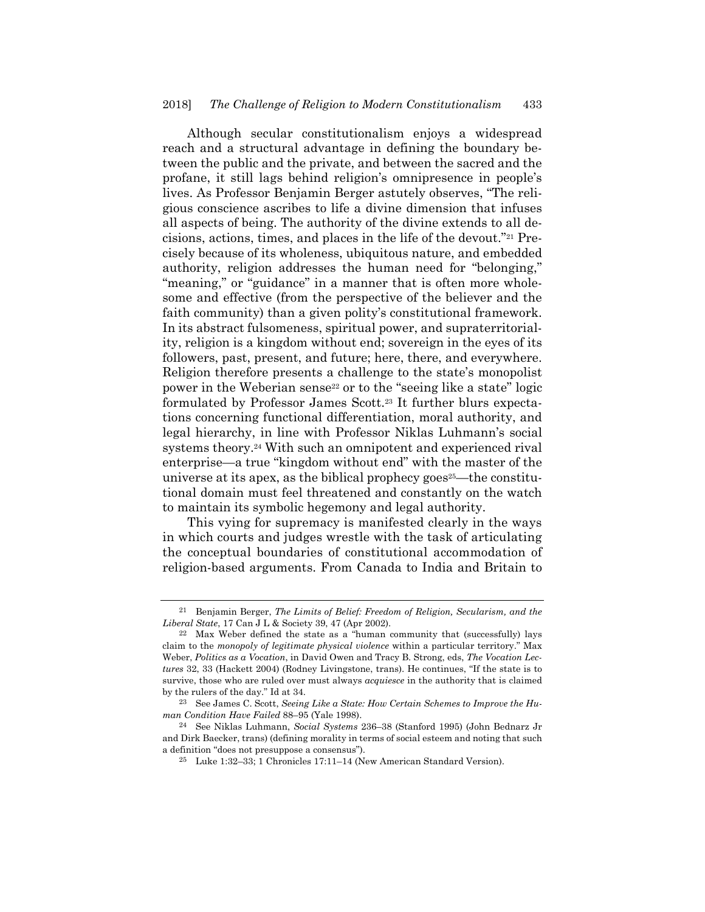Although secular constitutionalism enjoys a widespread reach and a structural advantage in defining the boundary between the public and the private, and between the sacred and the profane, it still lags behind religion's omnipresence in people's lives. As Professor Benjamin Berger astutely observes, "The religious conscience ascribes to life a divine dimension that infuses all aspects of being. The authority of the divine extends to all decisions, actions, times, and places in the life of the devout."[21] Precisely because of its wholeness, ubiquitous nature, and embedded authority, religion addresses the human need for "belonging," "meaning," or "guidance" in a manner that is often more wholesome and effective (from the perspective of the believer and the faith community) than a given polity's constitutional framework. In its abstract fulsomeness, spiritual power, and supraterritoriality, religion is a kingdom without end; sovereign in the eyes of its followers, past, present, and future; here, there, and everywhere. Religion therefore presents a challenge to the state's monopolist power in the Weberian sense[22] or to the "seeing like a state" logic formulated by Professor James Scott.[23] It further blurs expectations concerning functional differentiation, moral authority, and legal hierarchy, in line with Professor Niklas Luhmann's social systems theory.[24] With such an omnipotent and experienced rival enterprise—a true "kingdom without end" with the master of the universe at its apex, as the biblical prophecy goes[25]—the constitutional domain must feel threatened and constantly on the watch to maintain its symbolic hegemony and legal authority.

This vying for supremacy is manifested clearly in the ways in which courts and judges wrestle with the task of articulating the conceptual boundaries of constitutional accommodation of religion-based arguments. From Canada to India and Britain to

---

[21] Benjamin Berger, *The Limits of Belief: Freedom of Religion, Secularism, and the Liberal State*, 17 Can J L & Society 39, 47 (Apr 2002).

[22] Max Weber defined the state as a "human community that (successfully) lays claim to the *monopoly of legitimate physical violence* within a particular territory." Max Weber, *Politics as a Vocation*, in David Owen and Tracy B. Strong, eds, *The Vocation Lectures* 32, 33 (Hackett 2004) (Rodney Livingstone, trans). He continues, "If the state is to survive, those who are ruled over must always *acquiesce* in the authority that is claimed by the rulers of the day." Id at 34.

[23] See James C. Scott, *Seeing Like a State: How Certain Schemes to Improve the Human Condition Have Failed* 88–95 (Yale 1998).

[24] See Niklas Luhmann, *Social Systems* 236–38 (Stanford 1995) (John Bednarz Jr and Dirk Baecker, trans) (defining morality in terms of social esteem and noting that such a definition "does not presuppose a consensus").

[25] Luke 1:32–33; 1 Chronicles 17:11–14 (New American Standard Version).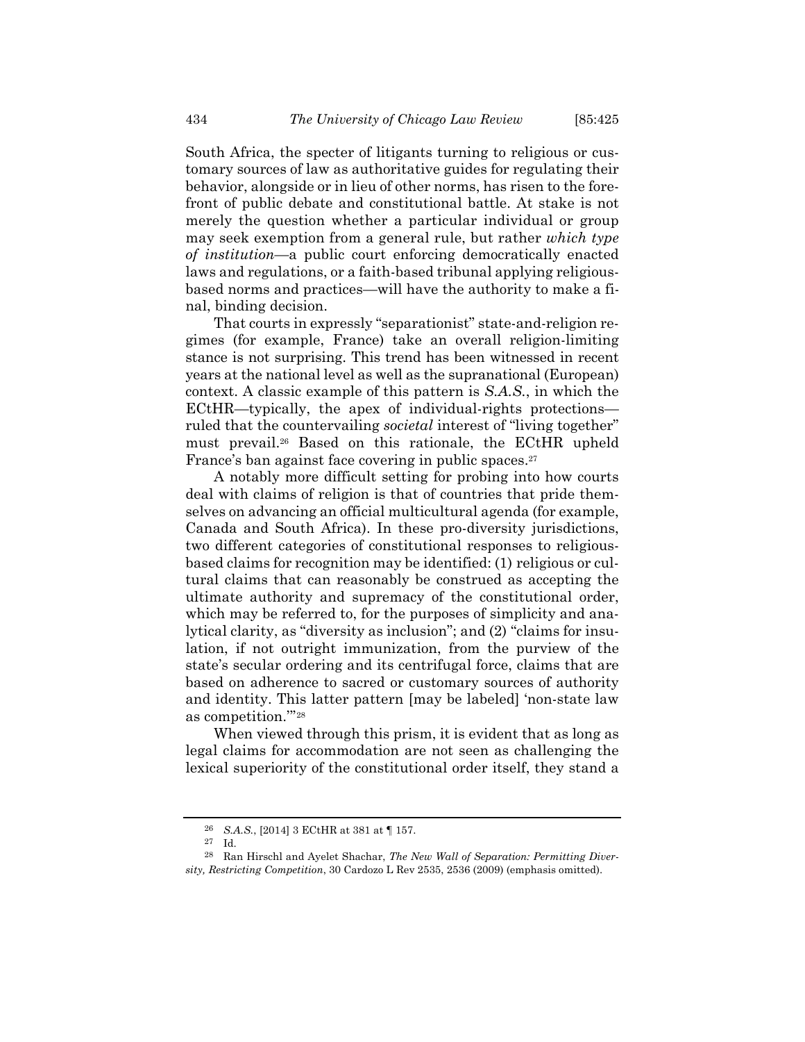South Africa, the specter of litigants turning to religious or customary sources of law as authoritative guides for regulating their behavior, alongside or in lieu of other norms, has risen to the forefront of public debate and constitutional battle. At stake is not merely the question whether a particular individual or group may seek exemption from a general rule, but rather *which type of institution*—a public court enforcing democratically enacted laws and regulations, or a faith-based tribunal applying religious-based norms and practices—will have the authority to make a final, binding decision.

That courts in expressly "separationist" state-and-religion regimes (for example, France) take an overall religion-limiting stance is not surprising. This trend has been witnessed in recent years at the national level as well as the supranational (European) context. A classic example of this pattern is *S.A.S.*, in which the ECtHR—typically, the apex of individual-rights protections—ruled that the countervailing *societal* interest of "living together" must prevail.[26] Based on this rationale, the ECtHR upheld France's ban against face covering in public spaces.[27]

A notably more difficult setting for probing into how courts deal with claims of religion is that of countries that pride themselves on advancing an official multicultural agenda (for example, Canada and South Africa). In these pro-diversity jurisdictions, two different categories of constitutional responses to religious-based claims for recognition may be identified: (1) religious or cultural claims that can reasonably be construed as accepting the ultimate authority and supremacy of the constitutional order, which may be referred to, for the purposes of simplicity and analytical clarity, as "diversity as inclusion"; and (2) "claims for insulation, if not outright immunization, from the purview of the state's secular ordering and its centrifugal force, claims that are based on adherence to sacred or customary sources of authority and identity. This latter pattern [may be labeled] 'non-state law as competition.'"[28]

When viewed through this prism, it is evident that as long as legal claims for accommodation are not seen as challenging the lexical superiority of the constitutional order itself, they stand a

---

[26] *S.A.S.*, [2014] 3 ECtHR at 381 at ¶ 157.

[27] Id.

[28] Ran Hirschl and Ayelet Shachar, *The New Wall of Separation: Permitting Diversity, Restricting Competition*, 30 Cardozo L Rev 2535, 2536 (2009) (emphasis omitted).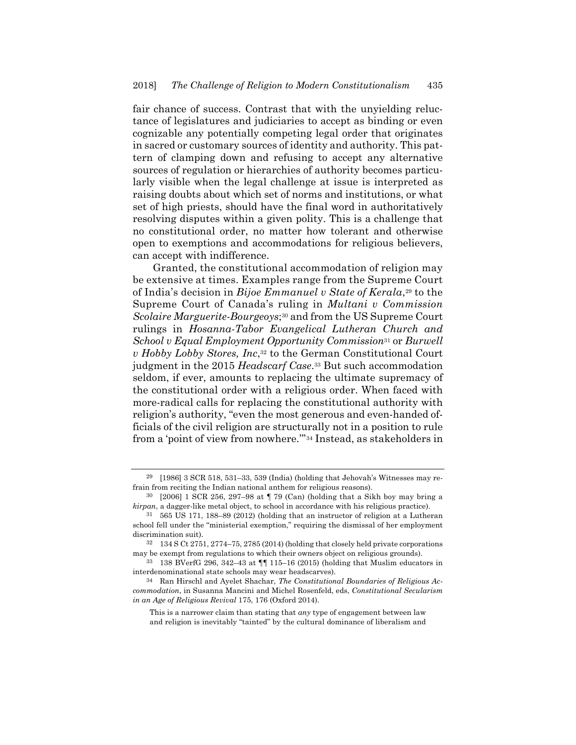fair chance of success. Contrast that with the unyielding reluctance of legislatures and judiciaries to accept as binding or even cognizable any potentially competing legal order that originates in sacred or customary sources of identity and authority. This pattern of clamping down and refusing to accept any alternative sources of regulation or hierarchies of authority becomes particularly visible when the legal challenge at issue is interpreted as raising doubts about which set of norms and institutions, or what set of high priests, should have the final word in authoritatively resolving disputes within a given polity. This is a challenge that no constitutional order, no matter how tolerant and otherwise open to exemptions and accommodations for religious believers, can accept with indifference.

Granted, the constitutional accommodation of religion may be extensive at times. Examples range from the Supreme Court of India's decision in *Bijoe Emmanuel v State of Kerala*,[29] to the Supreme Court of Canada's ruling in *Multani v Commission Scolaire Marguerite-Bourgeoys*;[30] and from the US Supreme Court rulings in *Hosanna-Tabor Evangelical Lutheran Church and School v Equal Employment Opportunity Commission*[31] or *Burwell v Hobby Lobby Stores, Inc*,[32] to the German Constitutional Court judgment in the 2015 *Headscarf Case*.[33] But such accommodation seldom, if ever, amounts to replacing the ultimate supremacy of the constitutional order with a religious order. When faced with more-radical calls for replacing the constitutional authority with religion's authority, "even the most generous and even-handed officials of the civil religion are structurally not in a position to rule from a 'point of view from nowhere.'"[34] Instead, as stakeholders in

---

[29] [1986] 3 SCR 518, 531–33, 539 (India) (holding that Jehovah's Witnesses may refrain from reciting the Indian national anthem for religious reasons).

[30] [2006] 1 SCR 256, 297–98 at ¶ 79 (Can) (holding that a Sikh boy may bring a *kirpan*, a dagger-like metal object, to school in accordance with his religious practice).

[31] 565 US 171, 188–89 (2012) (holding that an instructor of religion at a Lutheran school fell under the "ministerial exemption," requiring the dismissal of her employment discrimination suit).

[32] 134 S Ct 2751, 2774–75, 2785 (2014) (holding that closely held private corporations may be exempt from regulations to which their owners object on religious grounds).

[33] 138 BVerfG 296, 342–43 at ¶¶ 115–16 (2015) (holding that Muslim educators in interdenominational state schools may wear headscarves).

[34] Ran Hirschl and Ayelet Shachar, *The Constitutional Boundaries of Religious Accommodation*, in Susanna Mancini and Michel Rosenfeld, eds, *Constitutional Secularism in an Age of Religious Revival* 175, 176 (Oxford 2014).

> This is a narrower claim than stating that *any* type of engagement between law and religion is inevitably "tainted" by the cultural dominance of liberalism and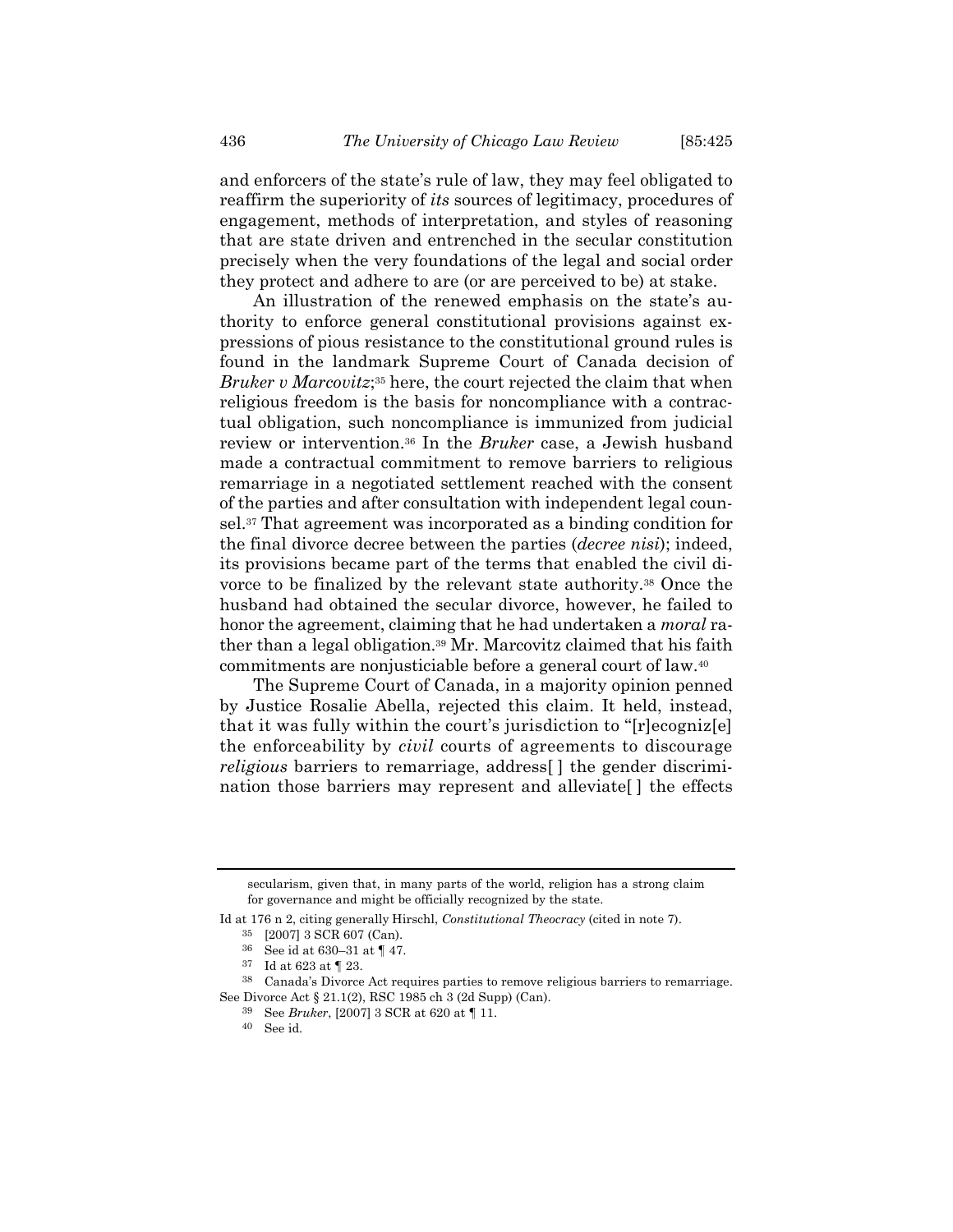and enforcers of the state's rule of law, they may feel obligated to reaffirm the superiority of *its* sources of legitimacy, procedures of engagement, methods of interpretation, and styles of reasoning that are state driven and entrenched in the secular constitution precisely when the very foundations of the legal and social order they protect and adhere to are (or are perceived to be) at stake.

An illustration of the renewed emphasis on the state's authority to enforce general constitutional provisions against expressions of pious resistance to the constitutional ground rules is found in the landmark Supreme Court of Canada decision of *Bruker v Marcovitz*;[35] here, the court rejected the claim that when religious freedom is the basis for noncompliance with a contractual obligation, such noncompliance is immunized from judicial review or intervention.[36] In the *Bruker* case, a Jewish husband made a contractual commitment to remove barriers to religious remarriage in a negotiated settlement reached with the consent of the parties and after consultation with independent legal counsel.[37] That agreement was incorporated as a binding condition for the final divorce decree between the parties (*decree nisi*); indeed, its provisions became part of the terms that enabled the civil divorce to be finalized by the relevant state authority.[38] Once the husband had obtained the secular divorce, however, he failed to honor the agreement, claiming that he had undertaken a *moral* rather than a legal obligation.[39] Mr. Marcovitz claimed that his faith commitments are nonjusticiable before a general court of law.[40]

The Supreme Court of Canada, in a majority opinion penned by Justice Rosalie Abella, rejected this claim. It held, instead, that it was fully within the court's jurisdiction to "[r]ecogniz[e] the enforceability by *civil* courts of agreements to discourage *religious* barriers to remarriage, address[ ] the gender discrimination those barriers may represent and alleviate[ ] the effects

---

secularism, given that, in many parts of the world, religion has a strong claim for governance and might be officially recognized by the state.

Id at 176 n 2, citing generally Hirschl, *Constitutional Theocracy* (cited in note 7).

[35] [2007] 3 SCR 607 (Can).

[36] See id at 630–31 at ¶ 47.

[37] Id at 623 at ¶ 23.

[38] Canada's Divorce Act requires parties to remove religious barriers to remarriage. See Divorce Act § 21.1(2), RSC 1985 ch 3 (2d Supp) (Can).

[39] See *Bruker*, [2007] 3 SCR at 620 at ¶ 11.

[40] See id.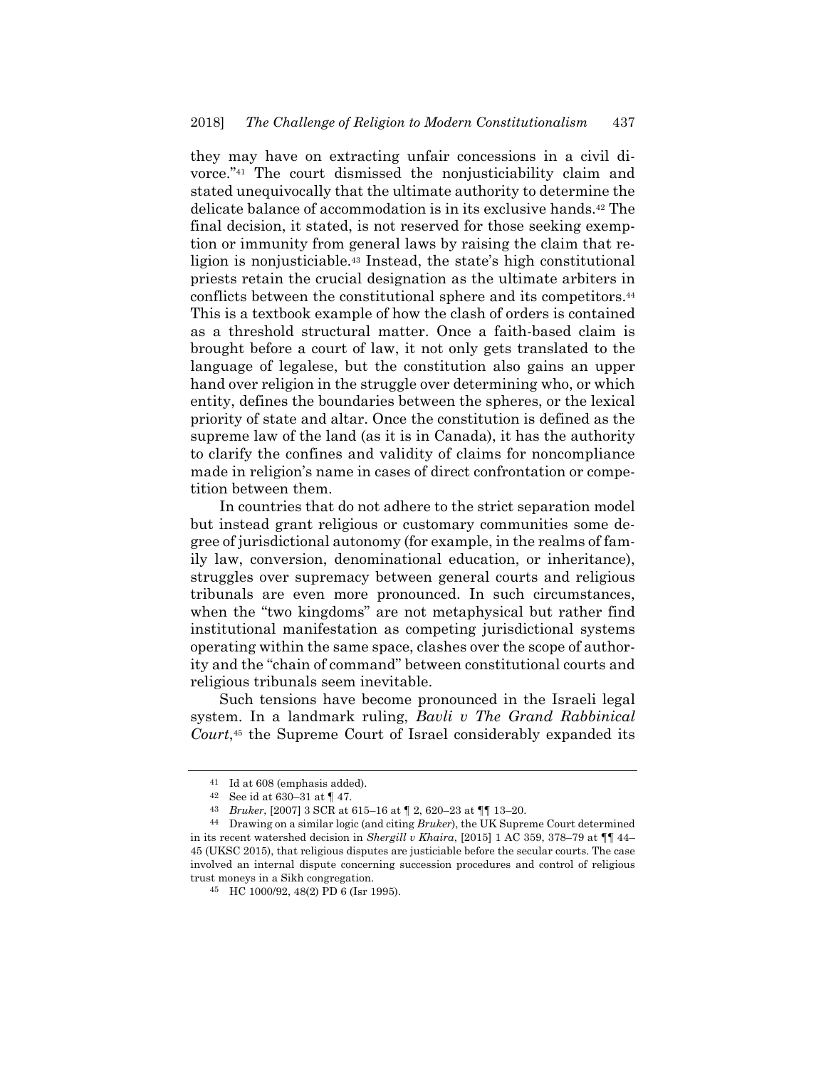they may have on extracting unfair concessions in a civil divorce."[41] The court dismissed the nonjusticiability claim and stated unequivocally that the ultimate authority to determine the delicate balance of accommodation is in its exclusive hands.[42] The final decision, it stated, is not reserved for those seeking exemption or immunity from general laws by raising the claim that religion is nonjusticiable.[43] Instead, the state's high constitutional priests retain the crucial designation as the ultimate arbiters in conflicts between the constitutional sphere and its competitors.[44] This is a textbook example of how the clash of orders is contained as a threshold structural matter. Once a faith-based claim is brought before a court of law, it not only gets translated to the language of legalese, but the constitution also gains an upper hand over religion in the struggle over determining who, or which entity, defines the boundaries between the spheres, or the lexical priority of state and altar. Once the constitution is defined as the supreme law of the land (as it is in Canada), it has the authority to clarify the confines and validity of claims for noncompliance made in religion's name in cases of direct confrontation or competition between them.

In countries that do not adhere to the strict separation model but instead grant religious or customary communities some degree of jurisdictional autonomy (for example, in the realms of family law, conversion, denominational education, or inheritance), struggles over supremacy between general courts and religious tribunals are even more pronounced. In such circumstances, when the "two kingdoms" are not metaphysical but rather find institutional manifestation as competing jurisdictional systems operating within the same space, clashes over the scope of authority and the "chain of command" between constitutional courts and religious tribunals seem inevitable.

Such tensions have become pronounced in the Israeli legal system. In a landmark ruling, *Bavli v The Grand Rabbinical Court*,[45] the Supreme Court of Israel considerably expanded its

---

[41] Id at 608 (emphasis added).

[42] See id at 630–31 at ¶ 47.

[43] *Bruker*, [2007] 3 SCR at 615–16 at ¶ 2, 620–23 at ¶¶ 13–20.

[44] Drawing on a similar logic (and citing *Bruker*), the UK Supreme Court determined in its recent watershed decision in *Shergill v Khaira*, [2015] 1 AC 359, 378–79 at ¶¶ 44–45 (UKSC 2015), that religious disputes are justiciable before the secular courts. The case involved an internal dispute concerning succession procedures and control of religious trust moneys in a Sikh congregation.

[45] HC 1000/92, 48(2) PD 6 (Isr 1995).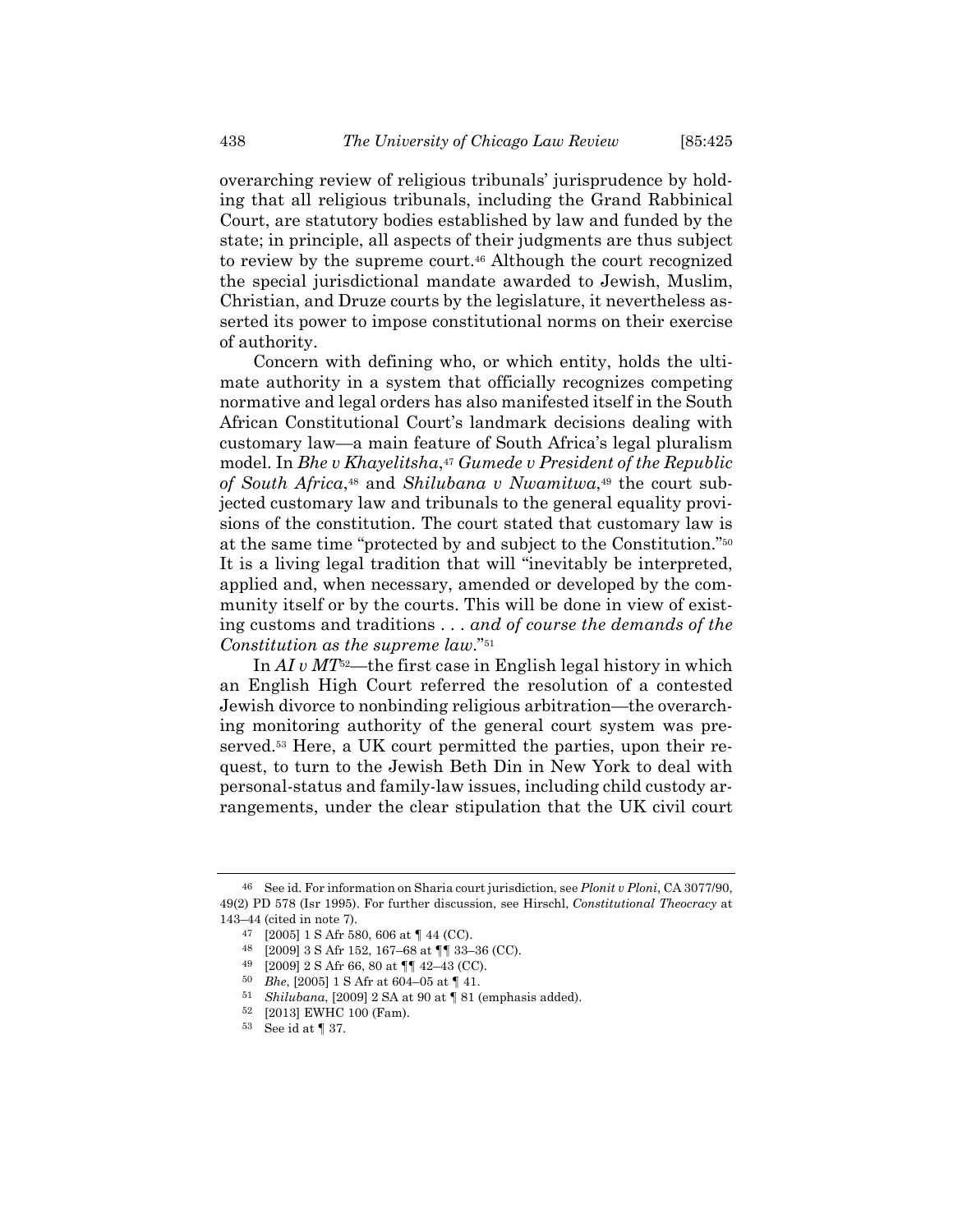overarching review of religious tribunals' jurisprudence by holding that all religious tribunals, including the Grand Rabbinical Court, are statutory bodies established by law and funded by the state; in principle, all aspects of their judgments are thus subject to review by the supreme court.[46] Although the court recognized the special jurisdictional mandate awarded to Jewish, Muslim, Christian, and Druze courts by the legislature, it nevertheless asserted its power to impose constitutional norms on their exercise of authority.

Concern with defining who, or which entity, holds the ultimate authority in a system that officially recognizes competing normative and legal orders has also manifested itself in the South African Constitutional Court's landmark decisions dealing with customary law—a main feature of South Africa's legal pluralism model. In *Bhe v Khayelitsha*,[47] *Gumede v President of the Republic of South Africa*,[48] and *Shilubana v Nwamitwa*,[49] the court subjected customary law and tribunals to the general equality provisions of the constitution. The court stated that customary law is at the same time "protected by and subject to the Constitution."[50] It is a living legal tradition that will "inevitably be interpreted, applied and, when necessary, amended or developed by the community itself or by the courts. This will be done in view of existing customs and traditions . . . *and of course the demands of the Constitution as the supreme law*."[51]

In *AI v MT*[52]—the first case in English legal history in which an English High Court referred the resolution of a contested Jewish divorce to nonbinding religious arbitration—the overarching monitoring authority of the general court system was preserved.[53] Here, a UK court permitted the parties, upon their request, to turn to the Jewish Beth Din in New York to deal with personal-status and family-law issues, including child custody arrangements, under the clear stipulation that the UK civil court

---

[46] See id. For information on Sharia court jurisdiction, see *Plonit v Ploni*, CA 3077/90, 49(2) PD 578 (Isr 1995). For further discussion, see Hirschl, *Constitutional Theocracy* at 143–44 (cited in note 7).

[47] [2005] 1 S Afr 580, 606 at ¶ 44 (CC).

[48] [2009] 3 S Afr 152, 167–68 at ¶¶ 33–36 (CC).

[49] [2009] 2 S Afr 66, 80 at ¶¶ 42–43 (CC).

[50] *Bhe*, [2005] 1 S Afr at 604–05 at ¶ 41.

[51] *Shilubana*, [2009] 2 SA at 90 at ¶ 81 (emphasis added).

[52] [2013] EWHC 100 (Fam).

[53] See id at ¶ 37.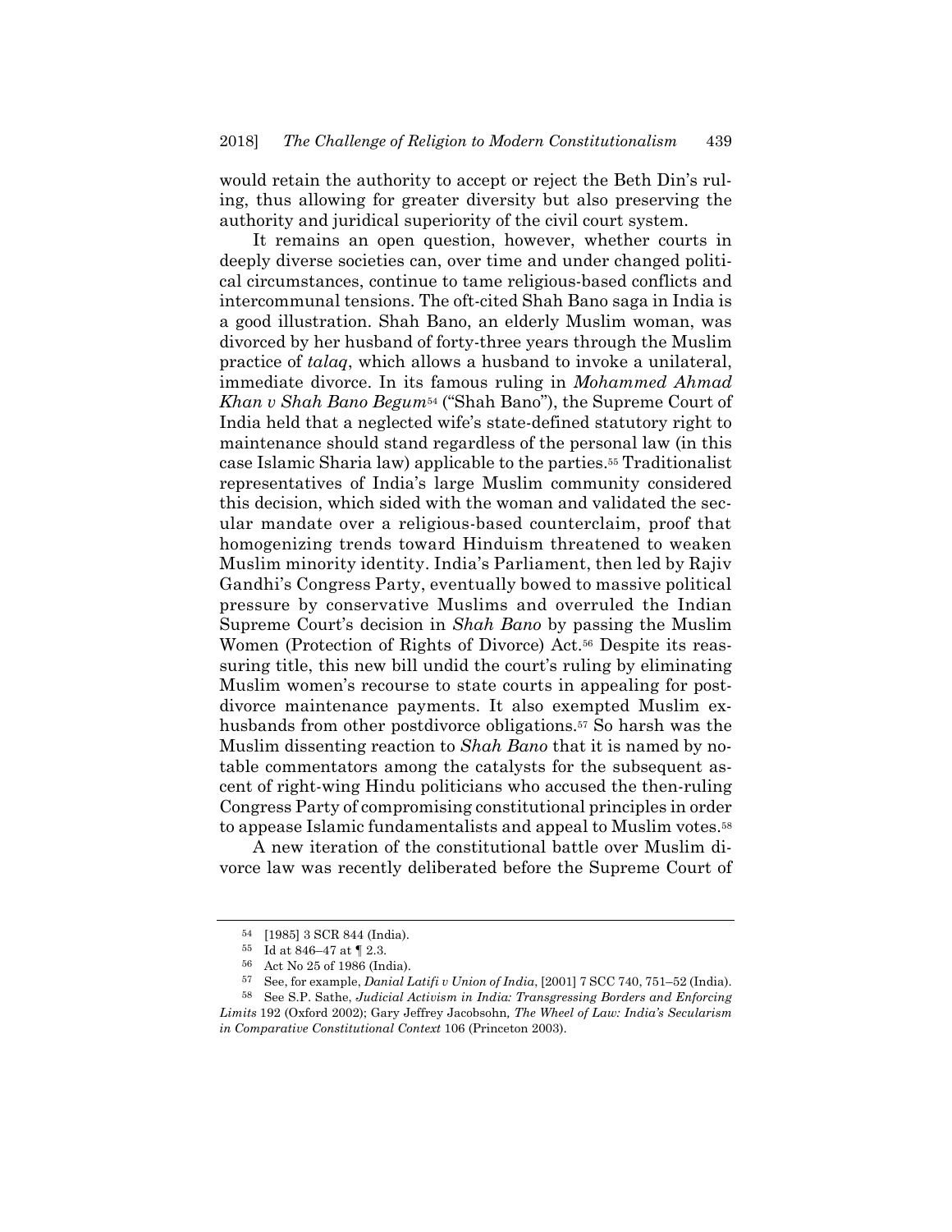would retain the authority to accept or reject the Beth Din's ruling, thus allowing for greater diversity but also preserving the authority and juridical superiority of the civil court system.

It remains an open question, however, whether courts in deeply diverse societies can, over time and under changed political circumstances, continue to tame religious-based conflicts and intercommunal tensions. The oft-cited Shah Bano saga in India is a good illustration. Shah Bano, an elderly Muslim woman, was divorced by her husband of forty-three years through the Muslim practice of *talaq*, which allows a husband to invoke a unilateral, immediate divorce. In its famous ruling in *Mohammed Ahmad Khan v Shah Bano Begum*[54] ("Shah Bano"), the Supreme Court of India held that a neglected wife's state-defined statutory right to maintenance should stand regardless of the personal law (in this case Islamic Sharia law) applicable to the parties.[55] Traditionalist representatives of India's large Muslim community considered this decision, which sided with the woman and validated the secular mandate over a religious-based counterclaim, proof that homogenizing trends toward Hinduism threatened to weaken Muslim minority identity. India's Parliament, then led by Rajiv Gandhi's Congress Party, eventually bowed to massive political pressure by conservative Muslims and overruled the Indian Supreme Court's decision in *Shah Bano* by passing the Muslim Women (Protection of Rights of Divorce) Act.[56] Despite its reassuring title, this new bill undid the court's ruling by eliminating Muslim women's recourse to state courts in appealing for postdivorce maintenance payments. It also exempted Muslim exhusbands from other postdivorce obligations.[57] So harsh was the Muslim dissenting reaction to *Shah Bano* that it is named by notable commentators among the catalysts for the subsequent ascent of right-wing Hindu politicians who accused the then-ruling Congress Party of compromising constitutional principles in order to appease Islamic fundamentalists and appeal to Muslim votes.[58]

A new iteration of the constitutional battle over Muslim divorce law was recently deliberated before the Supreme Court of

---

[54] [1985] 3 SCR 844 (India).

[55] Id at 846–47 at ¶ 2.3.

[56] Act No 25 of 1986 (India).

[57] See, for example, *Danial Latifi v Union of India*, [2001] 7 SCC 740, 751–52 (India).

[58] See S.P. Sathe, *Judicial Activism in India: Transgressing Borders and Enforcing Limits* 192 (Oxford 2002); Gary Jeffrey Jacobsohn, *The Wheel of Law: India's Secularism in Comparative Constitutional Context* 106 (Princeton 2003).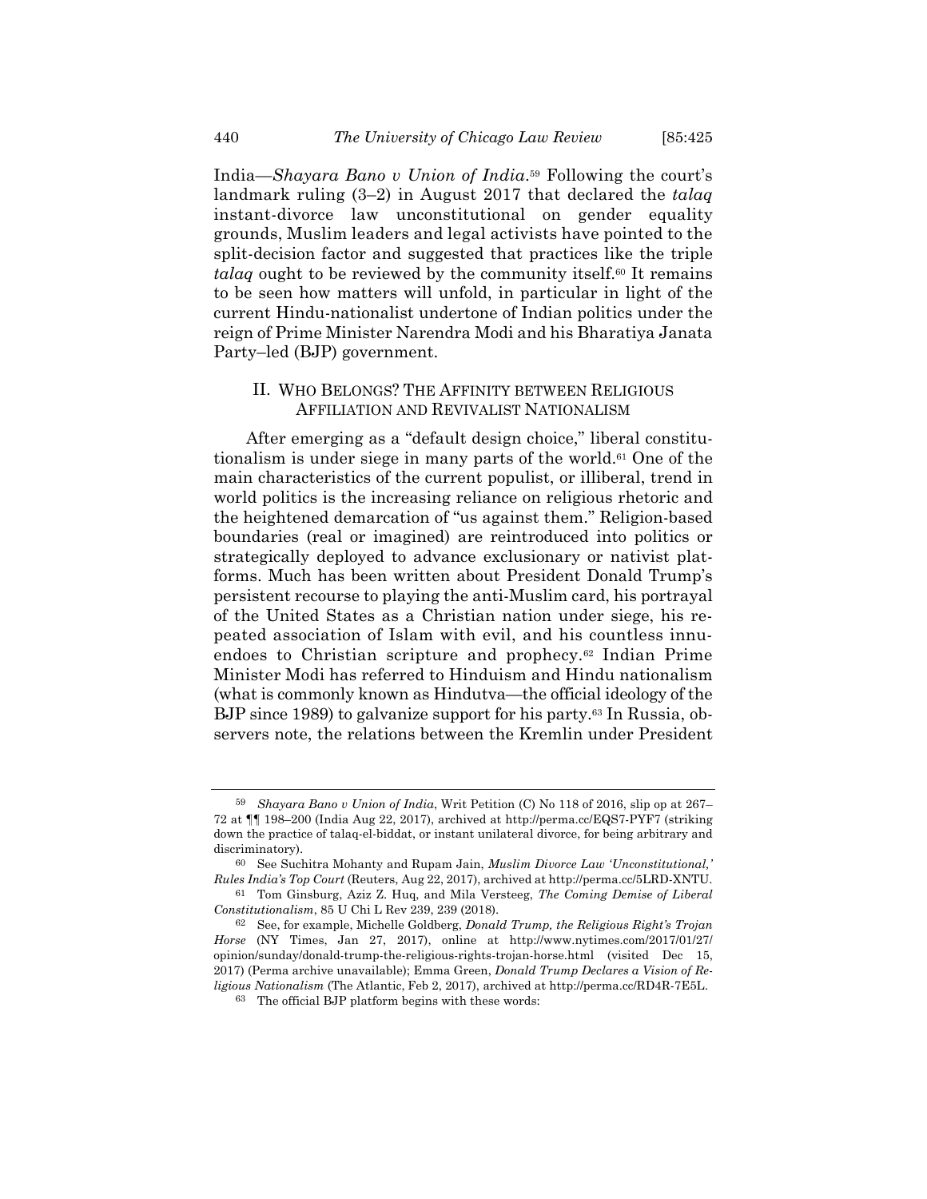India—*Shayara Bano v Union of India*.[59] Following the court's landmark ruling (3–2) in August 2017 that declared the *talaq* instant-divorce law unconstitutional on gender equality grounds, Muslim leaders and legal activists have pointed to the split-decision factor and suggested that practices like the triple *talaq* ought to be reviewed by the community itself.[60] It remains to be seen how matters will unfold, in particular in light of the current Hindu-nationalist undertone of Indian politics under the reign of Prime Minister Narendra Modi and his Bharatiya Janata Party–led (BJP) government.

## II. WHO BELONGS? THE AFFINITY BETWEEN RELIGIOUS AFFILIATION AND REVIVALIST NATIONALISM

After emerging as a "default design choice," liberal constitutionalism is under siege in many parts of the world.[61] One of the main characteristics of the current populist, or illiberal, trend in world politics is the increasing reliance on religious rhetoric and the heightened demarcation of "us against them." Religion-based boundaries (real or imagined) are reintroduced into politics or strategically deployed to advance exclusionary or nativist platforms. Much has been written about President Donald Trump's persistent recourse to playing the anti-Muslim card, his portrayal of the United States as a Christian nation under siege, his repeated association of Islam with evil, and his countless innuendoes to Christian scripture and prophecy.[62] Indian Prime Minister Modi has referred to Hinduism and Hindu nationalism (what is commonly known as Hindutva—the official ideology of the BJP since 1989) to galvanize support for his party.[63] In Russia, observers note, the relations between the Kremlin under President

---

[59] *Shayara Bano v Union of India*, Writ Petition (C) No 118 of 2016, slip op at 267–72 at ¶¶ 198–200 (India Aug 22, 2017), archived at http://perma.cc/EQS7-PYF7 (striking down the practice of talaq-el-biddat, or instant unilateral divorce, for being arbitrary and discriminatory).

[60] See Suchitra Mohanty and Rupam Jain, *Muslim Divorce Law 'Unconstitutional,' Rules India's Top Court* (Reuters, Aug 22, 2017), archived at http://perma.cc/5LRD-XNTU.

[61] Tom Ginsburg, Aziz Z. Huq, and Mila Versteeg, *The Coming Demise of Liberal Constitutionalism*, 85 U Chi L Rev 239, 239 (2018).

[62] See, for example, Michelle Goldberg, *Donald Trump, the Religious Right's Trojan Horse* (NY Times, Jan 27, 2017), online at http://www.nytimes.com/2017/01/27/opinion/sunday/donald-trump-the-religious-rights-trojan-horse.html (visited Dec 15, 2017) (Perma archive unavailable); Emma Green, *Donald Trump Declares a Vision of Religious Nationalism* (The Atlantic, Feb 2, 2017), archived at http://perma.cc/RD4R-7E5L.

[63] The official BJP platform begins with these words: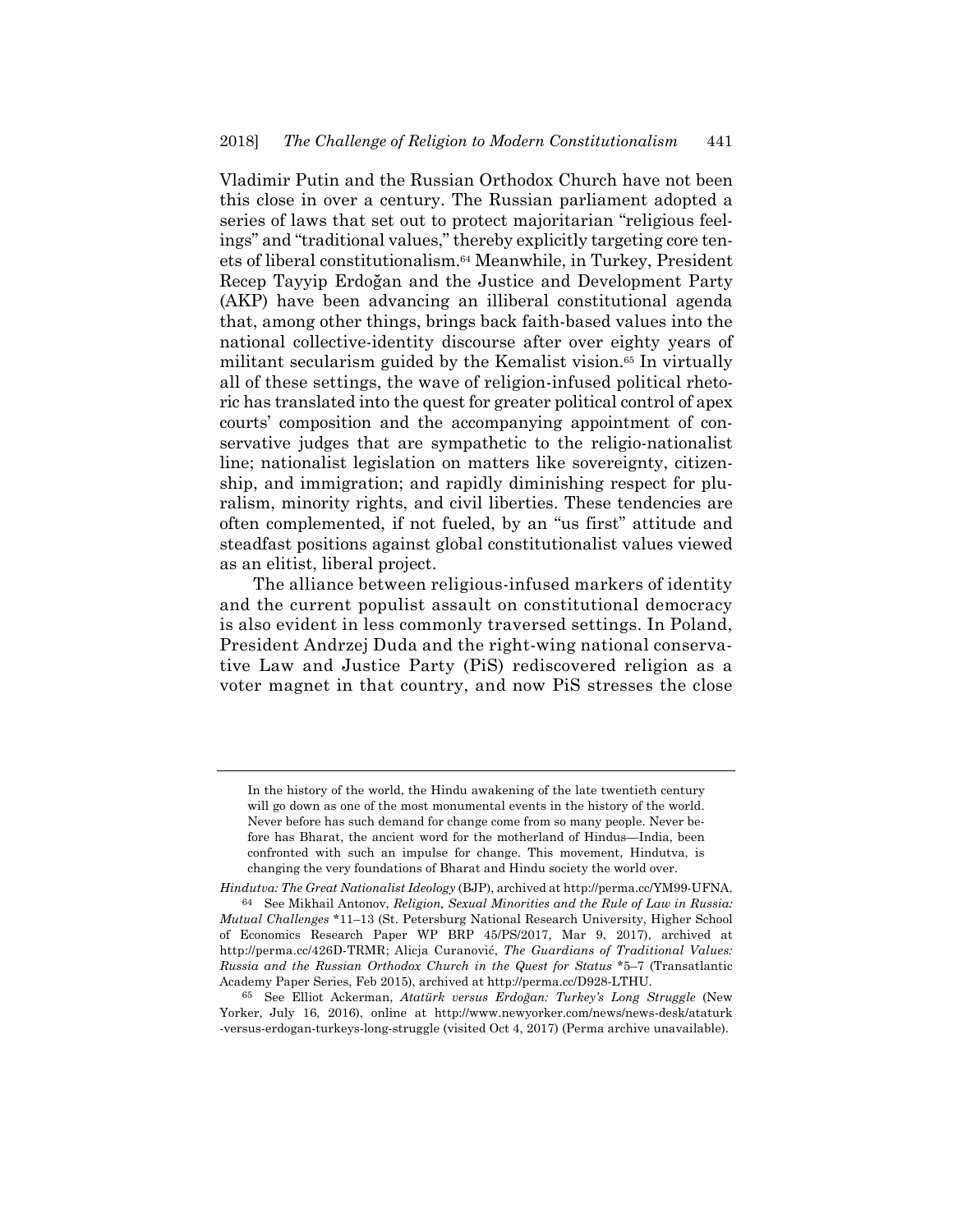Vladimir Putin and the Russian Orthodox Church have not been this close in over a century. The Russian parliament adopted a series of laws that set out to protect majoritarian "religious feelings" and "traditional values," thereby explicitly targeting core tenets of liberal constitutionalism.[64] Meanwhile, in Turkey, President Recep Tayyip Erdoğan and the Justice and Development Party (AKP) have been advancing an illiberal constitutional agenda that, among other things, brings back faith-based values into the national collective-identity discourse after over eighty years of militant secularism guided by the Kemalist vision.[65] In virtually all of these settings, the wave of religion-infused political rhetoric has translated into the quest for greater political control of apex courts' composition and the accompanying appointment of conservative judges that are sympathetic to the religio-nationalist line; nationalist legislation on matters like sovereignty, citizenship, and immigration; and rapidly diminishing respect for pluralism, minority rights, and civil liberties. These tendencies are often complemented, if not fueled, by an "us first" attitude and steadfast positions against global constitutionalist values viewed as an elitist, liberal project.

The alliance between religious-infused markers of identity and the current populist assault on constitutional democracy is also evident in less commonly traversed settings. In Poland, President Andrzej Duda and the right-wing national conservative Law and Justice Party (PiS) rediscovered religion as a voter magnet in that country, and now PiS stresses the close

---

> In the history of the world, the Hindu awakening of the late twentieth century will go down as one of the most monumental events in the history of the world. Never before has such demand for change come from so many people. Never before has Bharat, the ancient word for the motherland of Hindus—India, been confronted with such an impulse for change. This movement, Hindutva, is changing the very foundations of Bharat and Hindu society the world over.

*Hindutva: The Great Nationalist Ideology* (BJP), archived at http://perma.cc/YM99-UFNA.

[64] See Mikhail Antonov, *Religion, Sexual Minorities and the Rule of Law in Russia: Mutual Challenges* *11–13 (St. Petersburg National Research University, Higher School of Economics Research Paper WP BRP 45/PS/2017, Mar 9, 2017), archived at http://perma.cc/426D-TRMR; Alicja Curanović, *The Guardians of Traditional Values: Russia and the Russian Orthodox Church in the Quest for Status* *5–7 (Transatlantic Academy Paper Series, Feb 2015), archived at http://perma.cc/D928-LTHU.

[65] See Elliot Ackerman, *Atatürk versus Erdoğan: Turkey's Long Struggle* (New Yorker, July 16, 2016), online at http://www.newyorker.com/news/news-desk/ataturk-versus-erdogan-turkeys-long-struggle (visited Oct 4, 2017) (Perma archive unavailable).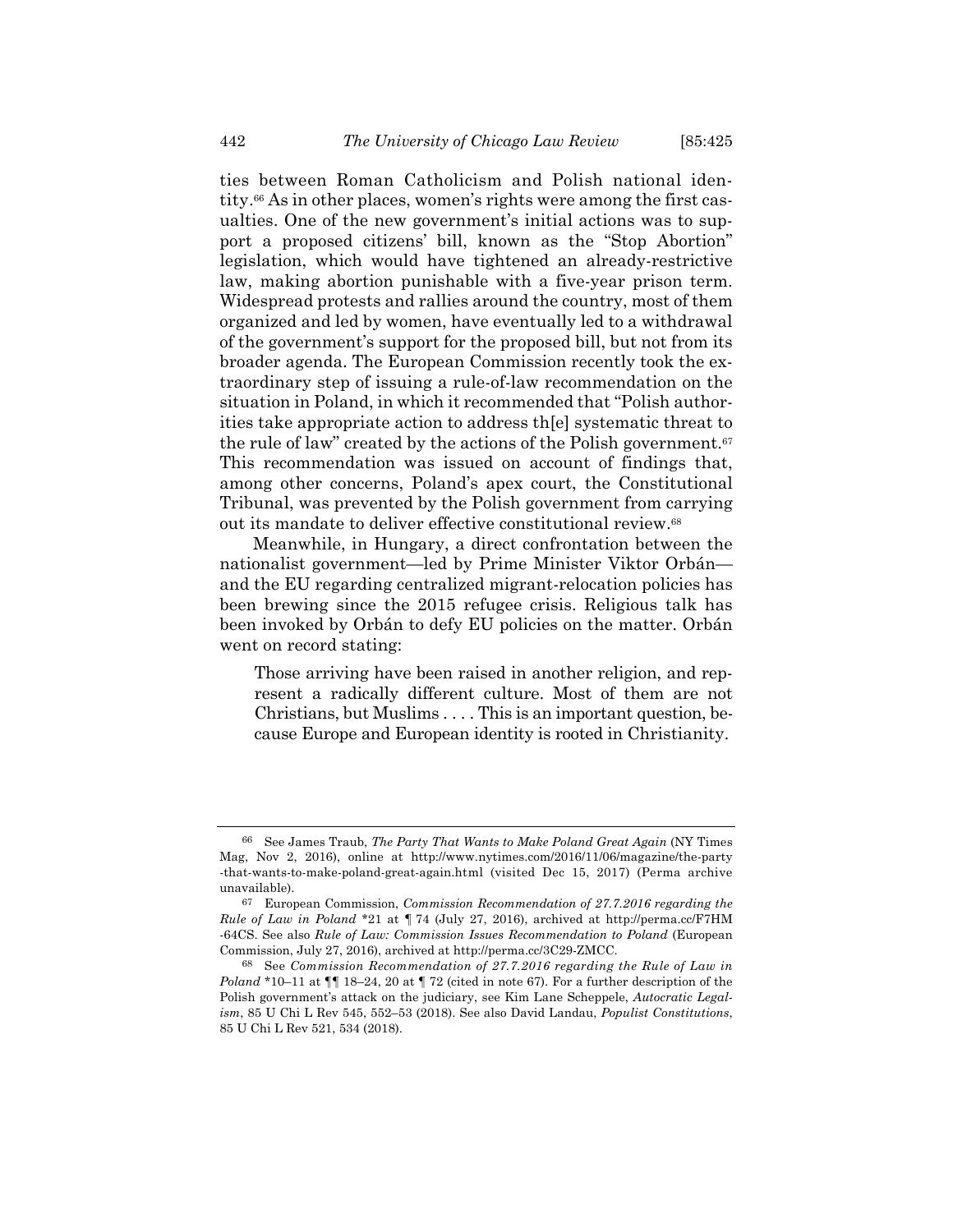ties between Roman Catholicism and Polish national identity.[66] As in other places, women's rights were among the first casualties. One of the new government's initial actions was to support a proposed citizens' bill, known as the "Stop Abortion" legislation, which would have tightened an already-restrictive law, making abortion punishable with a five-year prison term. Widespread protests and rallies around the country, most of them organized and led by women, have eventually led to a withdrawal of the government's support for the proposed bill, but not from its broader agenda. The European Commission recently took the extraordinary step of issuing a rule-of-law recommendation on the situation in Poland, in which it recommended that "Polish authorities take appropriate action to address th[e] systematic threat to the rule of law" created by the actions of the Polish government.[67] This recommendation was issued on account of findings that, among other concerns, Poland's apex court, the Constitutional Tribunal, was prevented by the Polish government from carrying out its mandate to deliver effective constitutional review.[68]

Meanwhile, in Hungary, a direct confrontation between the nationalist government—led by Prime Minister Viktor Orbán—and the EU regarding centralized migrant-relocation policies has been brewing since the 2015 refugee crisis. Religious talk has been invoked by Orbán to defy EU policies on the matter. Orbán went on record stating:

> Those arriving have been raised in another religion, and represent a radically different culture. Most of them are not Christians, but Muslims . . . . This is an important question, because Europe and European identity is rooted in Christianity.

---

[66] See James Traub, *The Party That Wants to Make Poland Great Again* (NY Times Mag, Nov 2, 2016), online at http://www.nytimes.com/2016/11/06/magazine/the-party-that-wants-to-make-poland-great-again.html (visited Dec 15, 2017) (Perma archive unavailable).

[67] European Commission, *Commission Recommendation of 27.7.2016 regarding the Rule of Law in Poland* *21 at ¶ 74 (July 27, 2016), archived at http://perma.cc/F7HM-64CS. See also *Rule of Law: Commission Issues Recommendation to Poland* (European Commission, July 27, 2016), archived at http://perma.cc/3C29-ZMCC.

[68] See *Commission Recommendation of 27.7.2016 regarding the Rule of Law in Poland* *10–11 at ¶¶ 18–24, 20 at ¶ 72 (cited in note 67). For a further description of the Polish government's attack on the judiciary, see Kim Lane Scheppele, *Autocratic Legalism*, 85 U Chi L Rev 545, 552–53 (2018). See also David Landau, *Populist Constitutions*, 85 U Chi L Rev 521, 534 (2018).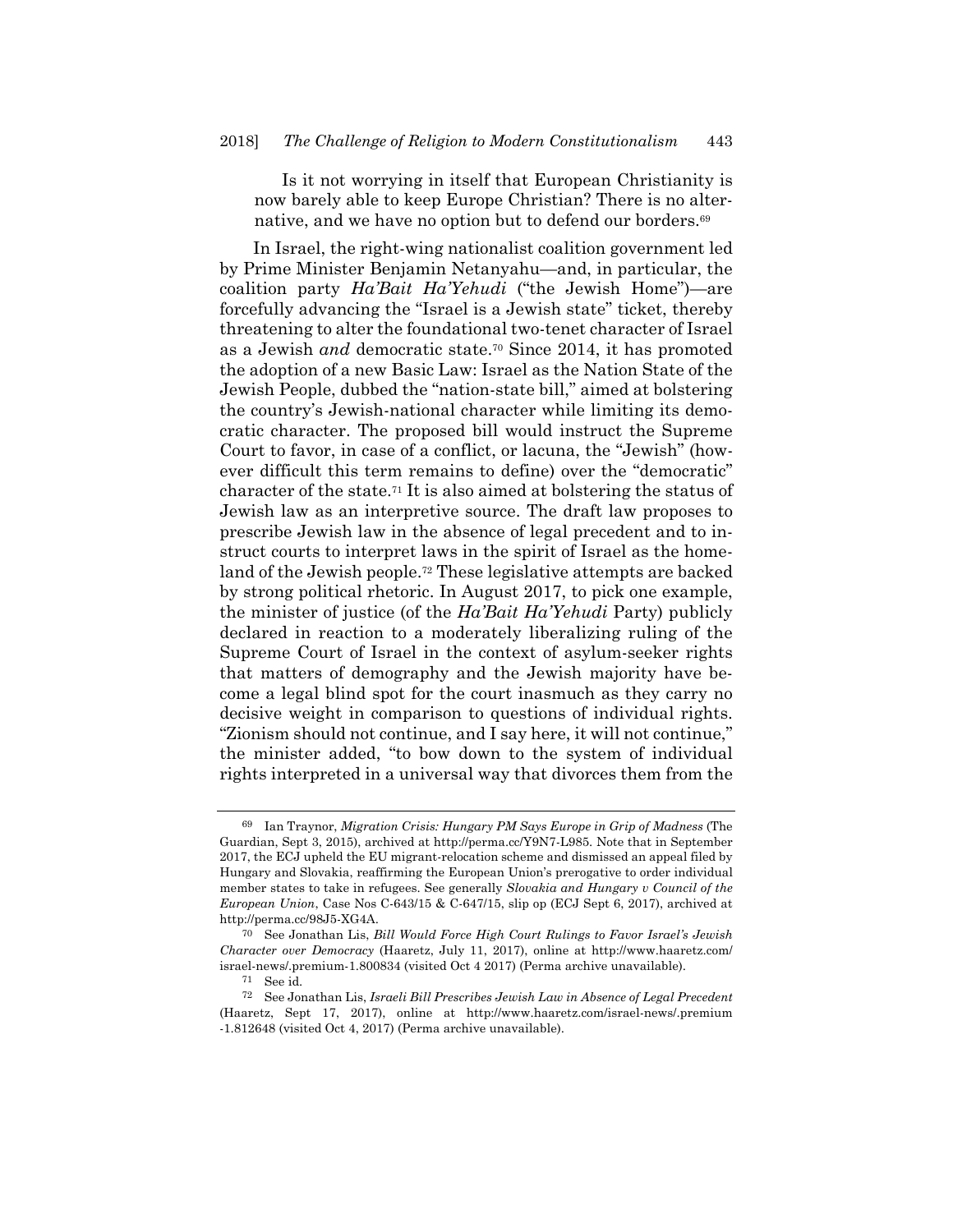> Is it not worrying in itself that European Christianity is now barely able to keep Europe Christian? There is no alternative, and we have no option but to defend our borders.[69]

In Israel, the right-wing nationalist coalition government led by Prime Minister Benjamin Netanyahu—and, in particular, the coalition party *Ha'Bait Ha'Yehudi* ("the Jewish Home")—are forcefully advancing the "Israel is a Jewish state" ticket, thereby threatening to alter the foundational two-tenet character of Israel as a Jewish *and* democratic state.[70] Since 2014, it has promoted the adoption of a new Basic Law: Israel as the Nation State of the Jewish People, dubbed the "nation-state bill," aimed at bolstering the country's Jewish-national character while limiting its democratic character. The proposed bill would instruct the Supreme Court to favor, in case of a conflict, or lacuna, the "Jewish" (however difficult this term remains to define) over the "democratic" character of the state.[71] It is also aimed at bolstering the status of Jewish law as an interpretive source. The draft law proposes to prescribe Jewish law in the absence of legal precedent and to instruct courts to interpret laws in the spirit of Israel as the homeland of the Jewish people.[72] These legislative attempts are backed by strong political rhetoric. In August 2017, to pick one example, the minister of justice (of the *Ha'Bait Ha'Yehudi* Party) publicly declared in reaction to a moderately liberalizing ruling of the Supreme Court of Israel in the context of asylum-seeker rights that matters of demography and the Jewish majority have become a legal blind spot for the court inasmuch as they carry no decisive weight in comparison to questions of individual rights. "Zionism should not continue, and I say here, it will not continue," the minister added, "to bow down to the system of individual rights interpreted in a universal way that divorces them from the

---

[69] Ian Traynor, *Migration Crisis: Hungary PM Says Europe in Grip of Madness* (The Guardian, Sept 3, 2015), archived at http://perma.cc/Y9N7-L985. Note that in September 2017, the ECJ upheld the EU migrant-relocation scheme and dismissed an appeal filed by Hungary and Slovakia, reaffirming the European Union's prerogative to order individual member states to take in refugees. See generally *Slovakia and Hungary v Council of the European Union*, Case Nos C-643/15 & C-647/15, slip op (ECJ Sept 6, 2017), archived at http://perma.cc/98J5-XG4A.

[70] See Jonathan Lis, *Bill Would Force High Court Rulings to Favor Israel's Jewish Character over Democracy* (Haaretz, July 11, 2017), online at http://www.haaretz.com/israel-news/.premium-1.800834 (visited Oct 4 2017) (Perma archive unavailable).

[71] See id.

[72] See Jonathan Lis, *Israeli Bill Prescribes Jewish Law in Absence of Legal Precedent* (Haaretz, Sept 17, 2017), online at http://www.haaretz.com/israel-news/.premium-1.812648 (visited Oct 4, 2017) (Perma archive unavailable).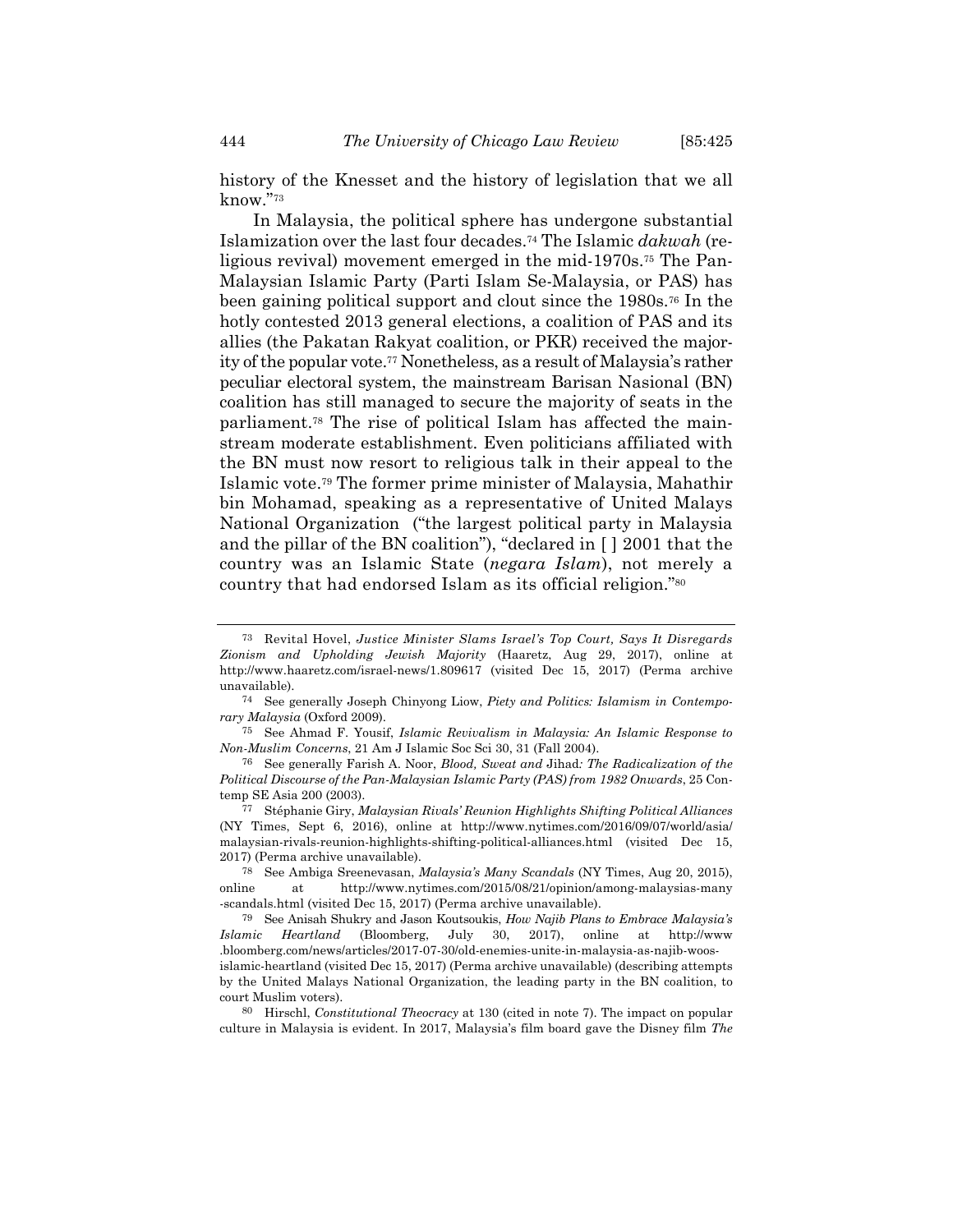history of the Knesset and the history of legislation that we all know."[73]

In Malaysia, the political sphere has undergone substantial Islamization over the last four decades.[74] The Islamic *dakwah* (religious revival) movement emerged in the mid-1970s.[75] The Pan-Malaysian Islamic Party (Parti Islam Se-Malaysia, or PAS) has been gaining political support and clout since the 1980s.[76] In the hotly contested 2013 general elections, a coalition of PAS and its allies (the Pakatan Rakyat coalition, or PKR) received the majority of the popular vote.[77] Nonetheless, as a result of Malaysia's rather peculiar electoral system, the mainstream Barisan Nasional (BN) coalition has still managed to secure the majority of seats in the parliament.[78] The rise of political Islam has affected the mainstream moderate establishment. Even politicians affiliated with the BN must now resort to religious talk in their appeal to the Islamic vote.[79] The former prime minister of Malaysia, Mahathir bin Mohamad, speaking as a representative of United Malays National Organization ("the largest political party in Malaysia and the pillar of the BN coalition"), "declared in [ ] 2001 that the country was an Islamic State (*negara Islam*), not merely a country that had endorsed Islam as its official religion."[80]

---

73 Revital Hovel, *Justice Minister Slams Israel's Top Court, Says It Disregards Zionism and Upholding Jewish Majority* (Haaretz, Aug 29, 2017), online at http://www.haaretz.com/israel-news/1.809617 (visited Dec 15, 2017) (Perma archive unavailable).

74 See generally Joseph Chinyong Liow, *Piety and Politics: Islamism in Contemporary Malaysia* (Oxford 2009).

75 See Ahmad F. Yousif, *Islamic Revivalism in Malaysia: An Islamic Response to Non-Muslim Concerns*, 21 Am J Islamic Soc Sci 30, 31 (Fall 2004).

76 See generally Farish A. Noor, *Blood, Sweat and* Jihad*: The Radicalization of the Political Discourse of the Pan-Malaysian Islamic Party (PAS) from 1982 Onwards*, 25 Contemp SE Asia 200 (2003).

77 Stéphanie Giry, *Malaysian Rivals' Reunion Highlights Shifting Political Alliances* (NY Times, Sept 6, 2016), online at http://www.nytimes.com/2016/09/07/world/asia/malaysian-rivals-reunion-highlights-shifting-political-alliances.html (visited Dec 15, 2017) (Perma archive unavailable).

78 See Ambiga Sreenevasan, *Malaysia's Many Scandals* (NY Times, Aug 20, 2015), online at http://www.nytimes.com/2015/08/21/opinion/among-malaysias-many-scandals.html (visited Dec 15, 2017) (Perma archive unavailable).

79 See Anisah Shukry and Jason Koutsoukis, *How Najib Plans to Embrace Malaysia's Islamic Heartland* (Bloomberg, July 30, 2017), online at http://www.bloomberg.com/news/articles/2017-07-30/old-enemies-unite-in-malaysia-as-najib-woos-islamic-heartland (visited Dec 15, 2017) (Perma archive unavailable) (describing attempts by the United Malays National Organization, the leading party in the BN coalition, to court Muslim voters).

80 Hirschl, *Constitutional Theocracy* at 130 (cited in note 7). The impact on popular culture in Malaysia is evident. In 2017, Malaysia's film board gave the Disney film *The*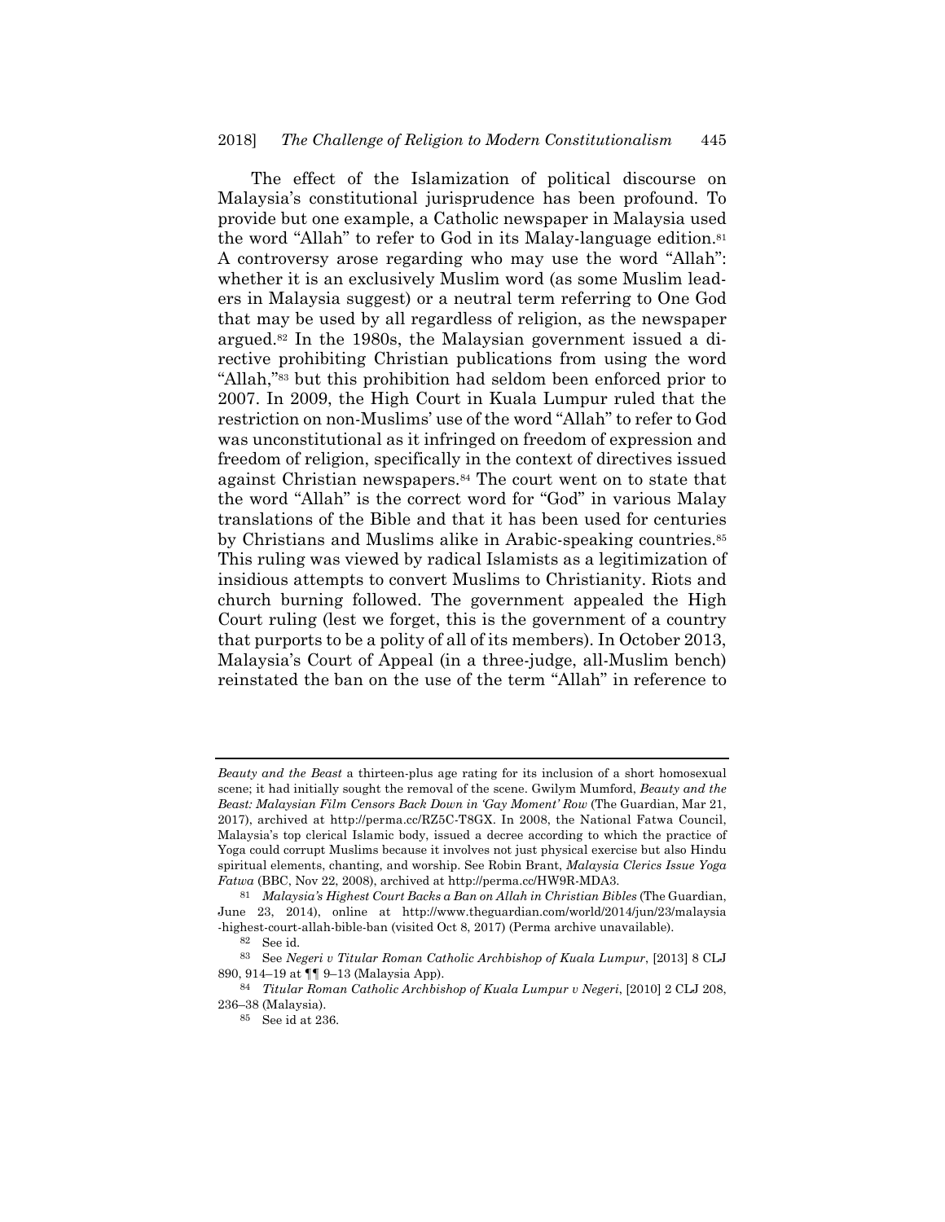The effect of the Islamization of political discourse on Malaysia's constitutional jurisprudence has been profound. To provide but one example, a Catholic newspaper in Malaysia used the word "Allah" to refer to God in its Malay-language edition.[81] A controversy arose regarding who may use the word "Allah": whether it is an exclusively Muslim word (as some Muslim leaders in Malaysia suggest) or a neutral term referring to One God that may be used by all regardless of religion, as the newspaper argued.[82] In the 1980s, the Malaysian government issued a directive prohibiting Christian publications from using the word "Allah,"[83] but this prohibition had seldom been enforced prior to 2007. In 2009, the High Court in Kuala Lumpur ruled that the restriction on non-Muslims' use of the word "Allah" to refer to God was unconstitutional as it infringed on freedom of expression and freedom of religion, specifically in the context of directives issued against Christian newspapers.[84] The court went on to state that the word "Allah" is the correct word for "God" in various Malay translations of the Bible and that it has been used for centuries by Christians and Muslims alike in Arabic-speaking countries.[85] This ruling was viewed by radical Islamists as a legitimization of insidious attempts to convert Muslims to Christianity. Riots and church burning followed. The government appealed the High Court ruling (lest we forget, this is the government of a country that purports to be a polity of all of its members). In October 2013, Malaysia's Court of Appeal (in a three-judge, all-Muslim bench) reinstated the ban on the use of the term "Allah" in reference to

---

*Beauty and the Beast* a thirteen-plus age rating for its inclusion of a short homosexual scene; it had initially sought the removal of the scene. Gwilym Mumford, *Beauty and the Beast: Malaysian Film Censors Back Down in 'Gay Moment' Row* (The Guardian, Mar 21, 2017), archived at http://perma.cc/RZ5C-T8GX. In 2008, the National Fatwa Council, Malaysia's top clerical Islamic body, issued a decree according to which the practice of Yoga could corrupt Muslims because it involves not just physical exercise but also Hindu spiritual elements, chanting, and worship. See Robin Brant, *Malaysia Clerics Issue Yoga Fatwa* (BBC, Nov 22, 2008), archived at http://perma.cc/HW9R-MDA3.

[81] *Malaysia's Highest Court Backs a Ban on Allah in Christian Bibles* (The Guardian, June 23, 2014), online at http://www.theguardian.com/world/2014/jun/23/malaysia-highest-court-allah-bible-ban (visited Oct 8, 2017) (Perma archive unavailable).

[82] See id.

[83] See *Negeri v Titular Roman Catholic Archbishop of Kuala Lumpur*, [2013] 8 CLJ 890, 914–19 at ¶¶ 9–13 (Malaysia App).

[84] *Titular Roman Catholic Archbishop of Kuala Lumpur v Negeri*, [2010] 2 CLJ 208, 236–38 (Malaysia).

[85] See id at 236.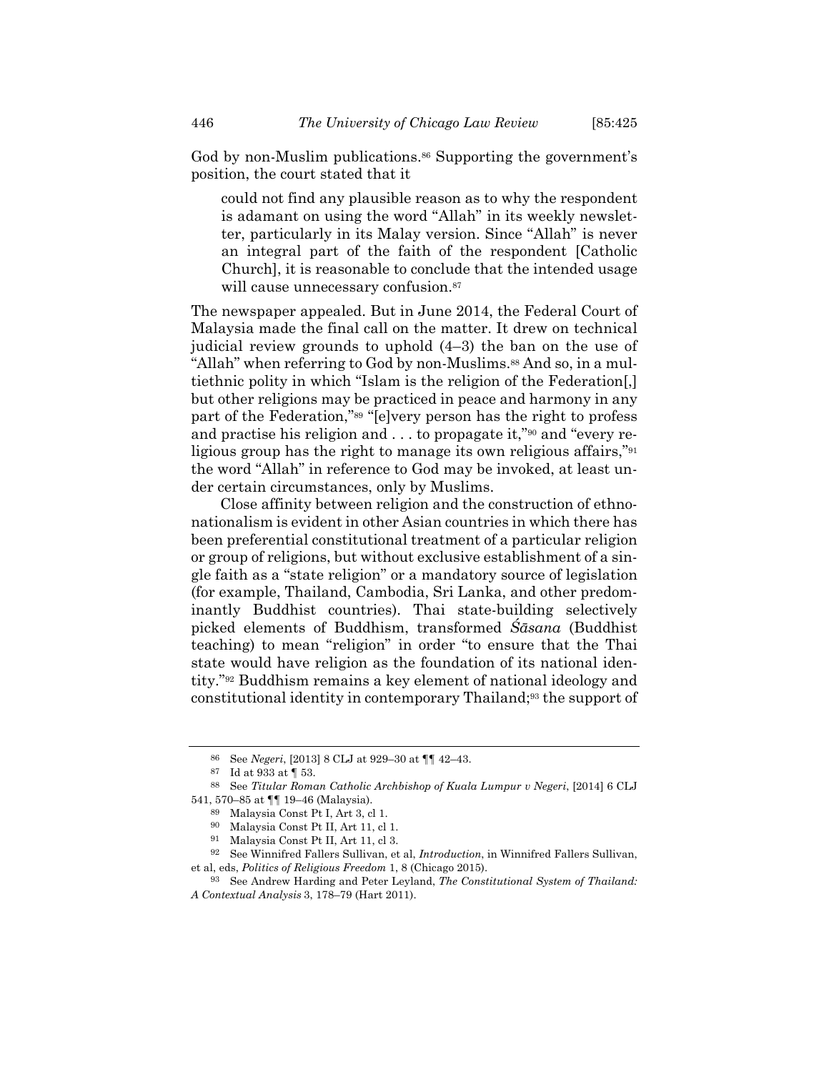God by non-Muslim publications.[86] Supporting the government's position, the court stated that it

> could not find any plausible reason as to why the respondent is adamant on using the word "Allah" in its weekly newsletter, particularly in its Malay version. Since "Allah" is never an integral part of the faith of the respondent [Catholic Church], it is reasonable to conclude that the intended usage will cause unnecessary confusion.[87]

The newspaper appealed. But in June 2014, the Federal Court of Malaysia made the final call on the matter. It drew on technical judicial review grounds to uphold (4–3) the ban on the use of "Allah" when referring to God by non-Muslims.[88] And so, in a multiethnic polity in which "Islam is the religion of the Federation[,] but other religions may be practiced in peace and harmony in any part of the Federation,"[89] "[e]very person has the right to profess and practise his religion and . . . to propagate it,"[90] and "every religious group has the right to manage its own religious affairs,"[91] the word "Allah" in reference to God may be invoked, at least under certain circumstances, only by Muslims.

Close affinity between religion and the construction of ethnonationalism is evident in other Asian countries in which there has been preferential constitutional treatment of a particular religion or group of religions, but without exclusive establishment of a single faith as a "state religion" or a mandatory source of legislation (for example, Thailand, Cambodia, Sri Lanka, and other predominantly Buddhist countries). Thai state-building selectively picked elements of Buddhism, transformed *Śāsana* (Buddhist teaching) to mean "religion" in order "to ensure that the Thai state would have religion as the foundation of its national identity."[92] Buddhism remains a key element of national ideology and constitutional identity in contemporary Thailand;[93] the support of

---

[86] See *Negeri*, [2013] 8 CLJ at 929–30 at ¶¶ 42–43.

[87] Id at 933 at ¶ 53.

[88] See *Titular Roman Catholic Archbishop of Kuala Lumpur v Negeri*, [2014] 6 CLJ 541, 570–85 at ¶¶ 19–46 (Malaysia).

[89] Malaysia Const Pt I, Art 3, cl 1.

[90] Malaysia Const Pt II, Art 11, cl 1.

[91] Malaysia Const Pt II, Art 11, cl 3.

[92] See Winnifred Fallers Sullivan, et al, *Introduction*, in Winnifred Fallers Sullivan, et al, eds, *Politics of Religious Freedom* 1, 8 (Chicago 2015).

[93] See Andrew Harding and Peter Leyland, *The Constitutional System of Thailand: A Contextual Analysis* 3, 178–79 (Hart 2011).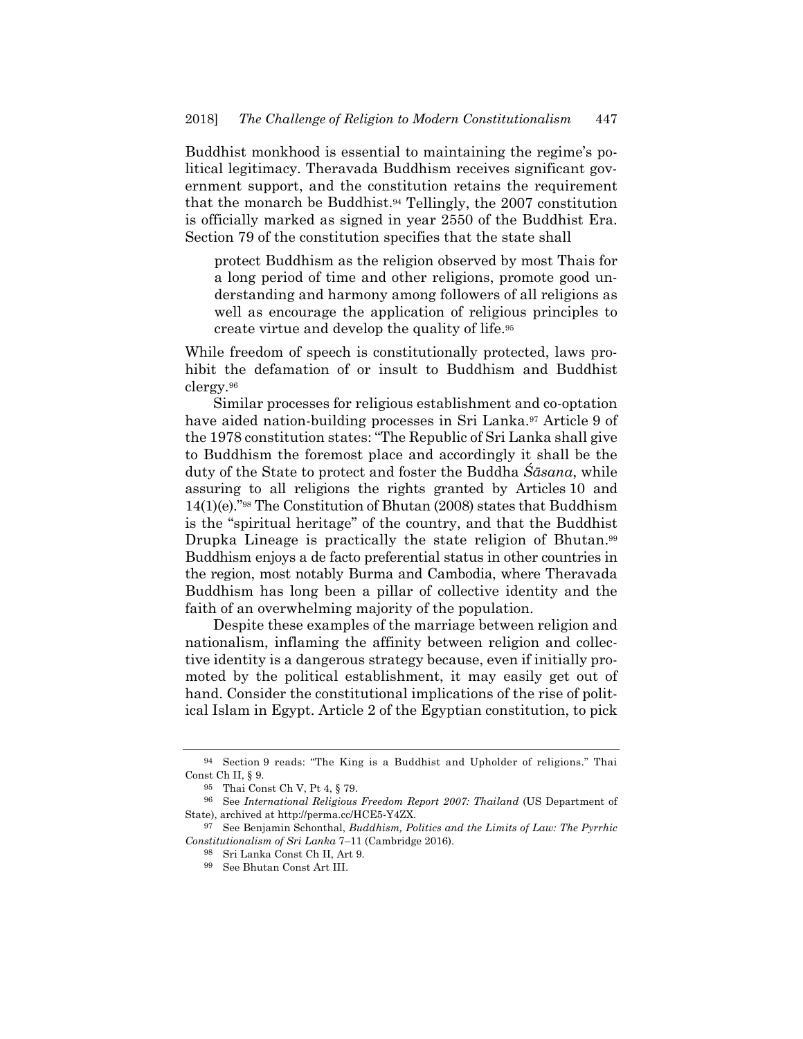Buddhist monkhood is essential to maintaining the regime's political legitimacy. Theravada Buddhism receives significant government support, and the constitution retains the requirement that the monarch be Buddhist.[94] Tellingly, the 2007 constitution is officially marked as signed in year 2550 of the Buddhist Era. Section 79 of the constitution specifies that the state shall

> protect Buddhism as the religion observed by most Thais for a long period of time and other religions, promote good understanding and harmony among followers of all religions as well as encourage the application of religious principles to create virtue and develop the quality of life.[95]

While freedom of speech is constitutionally protected, laws prohibit the defamation of or insult to Buddhism and Buddhist clergy.[96]

Similar processes for religious establishment and co-optation have aided nation-building processes in Sri Lanka.[97] Article 9 of the 1978 constitution states: "The Republic of Sri Lanka shall give to Buddhism the foremost place and accordingly it shall be the duty of the State to protect and foster the Buddha *Śāsana*, while assuring to all religions the rights granted by Articles 10 and 14(1)(e)."[98] The Constitution of Bhutan (2008) states that Buddhism is the "spiritual heritage" of the country, and that the Buddhist Drupka Lineage is practically the state religion of Bhutan.[99] Buddhism enjoys a de facto preferential status in other countries in the region, most notably Burma and Cambodia, where Theravada Buddhism has long been a pillar of collective identity and the faith of an overwhelming majority of the population.

Despite these examples of the marriage between religion and nationalism, inflaming the affinity between religion and collective identity is a dangerous strategy because, even if initially promoted by the political establishment, it may easily get out of hand. Consider the constitutional implications of the rise of political Islam in Egypt. Article 2 of the Egyptian constitution, to pick

---

[94] Section 9 reads: "The King is a Buddhist and Upholder of religions." Thai Const Ch II, § 9.

[95] Thai Const Ch V, Pt 4, § 79.

[96] See *International Religious Freedom Report 2007: Thailand* (US Department of State), archived at http://perma.cc/HCE5-Y4ZX.

[97] See Benjamin Schonthal, *Buddhism, Politics and the Limits of Law: The Pyrrhic Constitutionalism of Sri Lanka* 7–11 (Cambridge 2016).

[98] Sri Lanka Const Ch II, Art 9.

[99] See Bhutan Const Art III.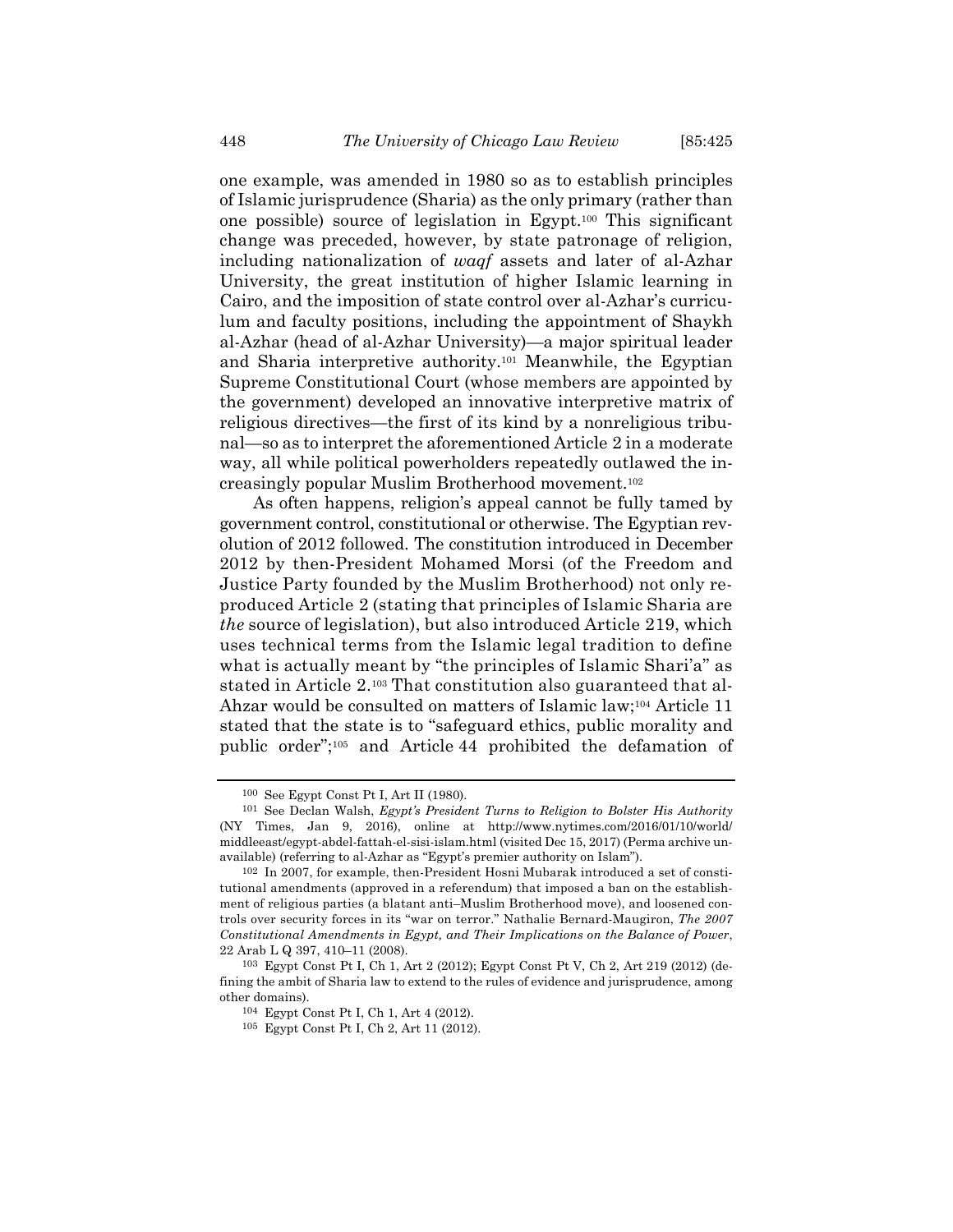one example, was amended in 1980 so as to establish principles of Islamic jurisprudence (Sharia) as the only primary (rather than one possible) source of legislation in Egypt.[100] This significant change was preceded, however, by state patronage of religion, including nationalization of *waqf* assets and later of al-Azhar University, the great institution of higher Islamic learning in Cairo, and the imposition of state control over al-Azhar's curriculum and faculty positions, including the appointment of Shaykh al-Azhar (head of al-Azhar University)—a major spiritual leader and Sharia interpretive authority.[101] Meanwhile, the Egyptian Supreme Constitutional Court (whose members are appointed by the government) developed an innovative interpretive matrix of religious directives—the first of its kind by a nonreligious tribunal—so as to interpret the aforementioned Article 2 in a moderate way, all while political powerholders repeatedly outlawed the increasingly popular Muslim Brotherhood movement.[102]

As often happens, religion's appeal cannot be fully tamed by government control, constitutional or otherwise. The Egyptian revolution of 2012 followed. The constitution introduced in December 2012 by then-President Mohamed Morsi (of the Freedom and Justice Party founded by the Muslim Brotherhood) not only reproduced Article 2 (stating that principles of Islamic Sharia are *the* source of legislation), but also introduced Article 219, which uses technical terms from the Islamic legal tradition to define what is actually meant by "the principles of Islamic Shari'a" as stated in Article 2.[103] That constitution also guaranteed that al-Ahzar would be consulted on matters of Islamic law;[104] Article 11 stated that the state is to "safeguard ethics, public morality and public order";[105] and Article 44 prohibited the defamation of

---

[100] See Egypt Const Pt I, Art II (1980).

[101] See Declan Walsh, *Egypt's President Turns to Religion to Bolster His Authority* (NY Times, Jan 9, 2016), online at http://www.nytimes.com/2016/01/10/world/middleeast/egypt-abdel-fattah-el-sisi-islam.html (visited Dec 15, 2017) (Perma archive unavailable) (referring to al-Azhar as "Egypt's premier authority on Islam").

[102] In 2007, for example, then-President Hosni Mubarak introduced a set of constitutional amendments (approved in a referendum) that imposed a ban on the establishment of religious parties (a blatant anti–Muslim Brotherhood move), and loosened controls over security forces in its "war on terror." Nathalie Bernard-Maugiron, *The 2007 Constitutional Amendments in Egypt, and Their Implications on the Balance of Power*, 22 Arab L Q 397, 410–11 (2008).

[103] Egypt Const Pt I, Ch 1, Art 2 (2012); Egypt Const Pt V, Ch 2, Art 219 (2012) (defining the ambit of Sharia law to extend to the rules of evidence and jurisprudence, among other domains).

[104] Egypt Const Pt I, Ch 1, Art 4 (2012).

[105] Egypt Const Pt I, Ch 2, Art 11 (2012).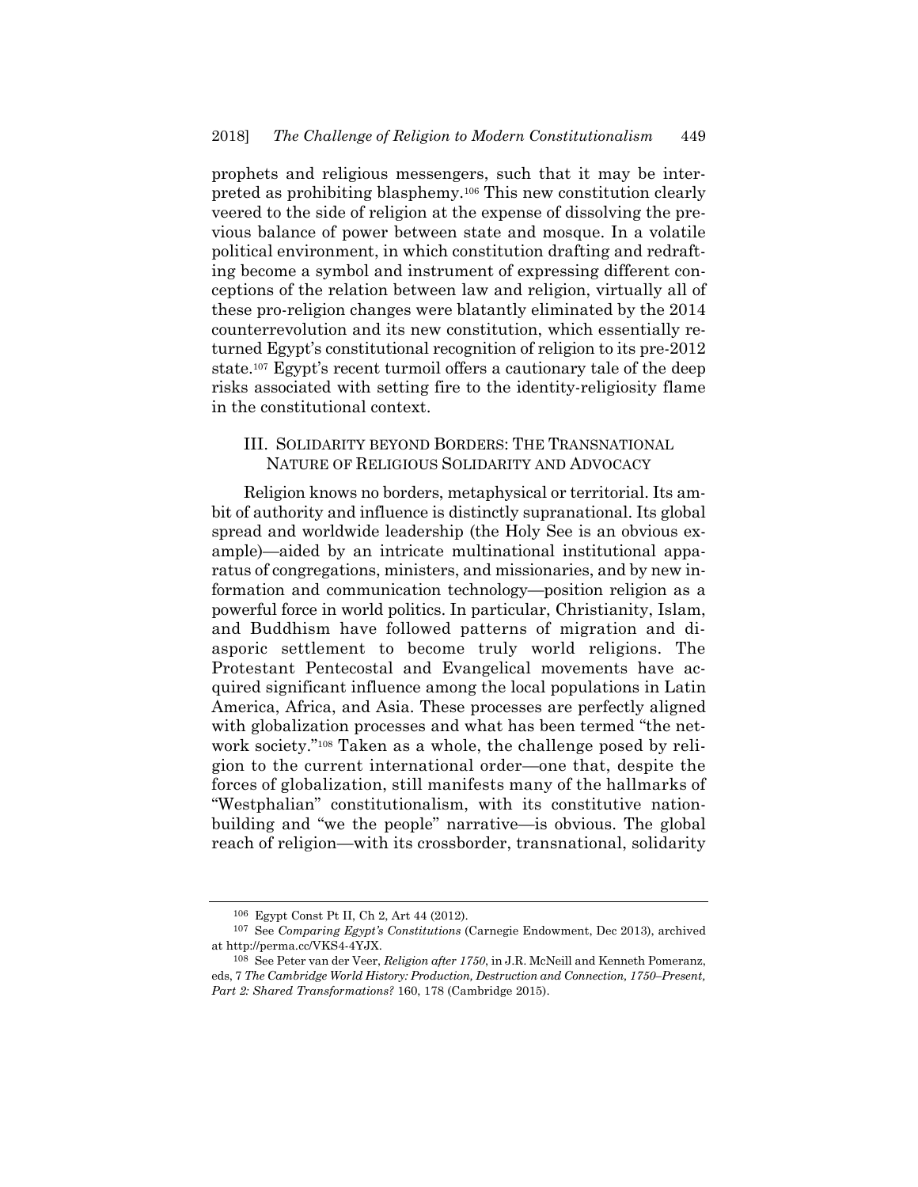prophets and religious messengers, such that it may be interpreted as prohibiting blasphemy.[106] This new constitution clearly veered to the side of religion at the expense of dissolving the previous balance of power between state and mosque. In a volatile political environment, in which constitution drafting and redrafting become a symbol and instrument of expressing different conceptions of the relation between law and religion, virtually all of these pro-religion changes were blatantly eliminated by the 2014 counterrevolution and its new constitution, which essentially returned Egypt's constitutional recognition of religion to its pre-2012 state.[107] Egypt's recent turmoil offers a cautionary tale of the deep risks associated with setting fire to the identity-religiosity flame in the constitutional context.

## III. SOLIDARITY BEYOND BORDERS: THE TRANSNATIONAL NATURE OF RELIGIOUS SOLIDARITY AND ADVOCACY

Religion knows no borders, metaphysical or territorial. Its ambit of authority and influence is distinctly supranational. Its global spread and worldwide leadership (the Holy See is an obvious example)—aided by an intricate multinational institutional apparatus of congregations, ministers, and missionaries, and by new information and communication technology—position religion as a powerful force in world politics. In particular, Christianity, Islam, and Buddhism have followed patterns of migration and diasporic settlement to become truly world religions. The Protestant Pentecostal and Evangelical movements have acquired significant influence among the local populations in Latin America, Africa, and Asia. These processes are perfectly aligned with globalization processes and what has been termed "the network society."[108] Taken as a whole, the challenge posed by religion to the current international order—one that, despite the forces of globalization, still manifests many of the hallmarks of "Westphalian" constitutionalism, with its constitutive nation-building and "we the people" narrative—is obvious. The global reach of religion—with its crossborder, transnational, solidarity

---

[106] Egypt Const Pt II, Ch 2, Art 44 (2012).

[107] See *Comparing Egypt's Constitutions* (Carnegie Endowment, Dec 2013), archived at http://perma.cc/VKS4-4YJX.

[108] See Peter van der Veer, *Religion after 1750*, in J.R. McNeill and Kenneth Pomeranz, eds, 7 *The Cambridge World History: Production, Destruction and Connection, 1750–Present, Part 2: Shared Transformations?* 160, 178 (Cambridge 2015).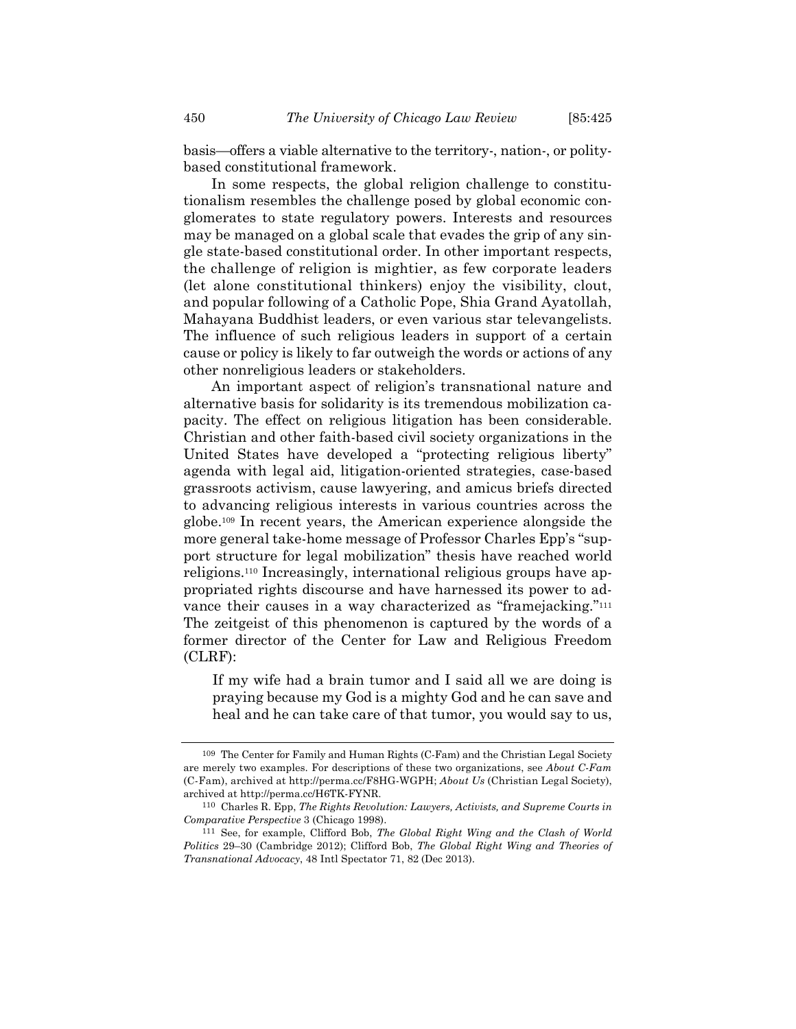basis—offers a viable alternative to the territory-, nation-, or polity-based constitutional framework.

In some respects, the global religion challenge to constitutionalism resembles the challenge posed by global economic conglomerates to state regulatory powers. Interests and resources may be managed on a global scale that evades the grip of any single state-based constitutional order. In other important respects, the challenge of religion is mightier, as few corporate leaders (let alone constitutional thinkers) enjoy the visibility, clout, and popular following of a Catholic Pope, Shia Grand Ayatollah, Mahayana Buddhist leaders, or even various star televangelists. The influence of such religious leaders in support of a certain cause or policy is likely to far outweigh the words or actions of any other nonreligious leaders or stakeholders.

An important aspect of religion's transnational nature and alternative basis for solidarity is its tremendous mobilization capacity. The effect on religious litigation has been considerable. Christian and other faith-based civil society organizations in the United States have developed a "protecting religious liberty" agenda with legal aid, litigation-oriented strategies, case-based grassroots activism, cause lawyering, and amicus briefs directed to advancing religious interests in various countries across the globe.[109] In recent years, the American experience alongside the more general take-home message of Professor Charles Epp's "support structure for legal mobilization" thesis have reached world religions.[110] Increasingly, international religious groups have appropriated rights discourse and have harnessed its power to advance their causes in a way characterized as "framejacking."[111] The zeitgeist of this phenomenon is captured by the words of a former director of the Center for Law and Religious Freedom (CLRF):

> If my wife had a brain tumor and I said all we are doing is praying because my God is a mighty God and he can save and heal and he can take care of that tumor, you would say to us,

---

[109] The Center for Family and Human Rights (C-Fam) and the Christian Legal Society are merely two examples. For descriptions of these two organizations, see *About C-Fam* (C-Fam), archived at http://perma.cc/F8HG-WGPH; *About Us* (Christian Legal Society), archived at http://perma.cc/H6TK-FYNR.

[110] Charles R. Epp, *The Rights Revolution: Lawyers, Activists, and Supreme Courts in Comparative Perspective* 3 (Chicago 1998).

[111] See, for example, Clifford Bob, *The Global Right Wing and the Clash of World Politics* 29–30 (Cambridge 2012); Clifford Bob, *The Global Right Wing and Theories of Transnational Advocacy*, 48 Intl Spectator 71, 82 (Dec 2013).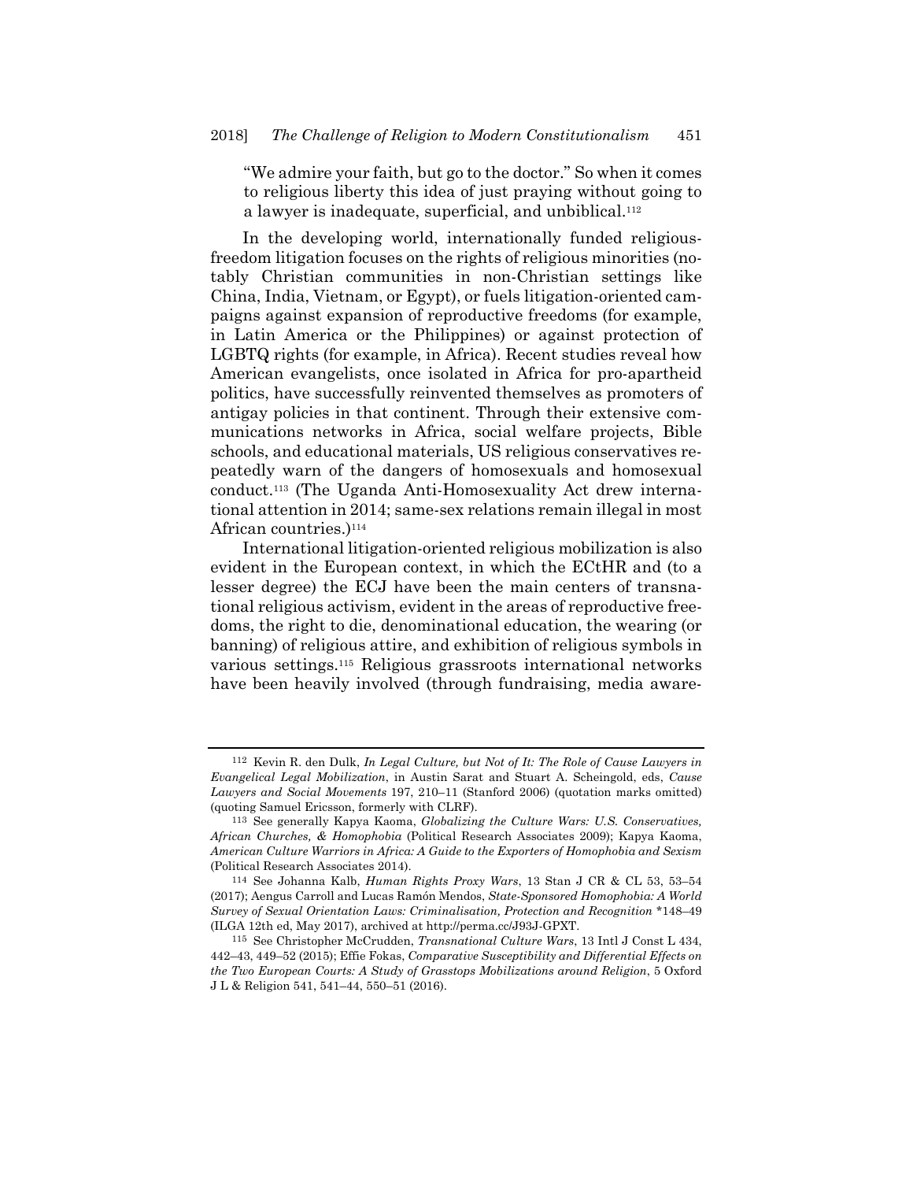"We admire your faith, but go to the doctor." So when it comes to religious liberty this idea of just praying without going to a lawyer is inadequate, superficial, and unbiblical.[112]

In the developing world, internationally funded religious-freedom litigation focuses on the rights of religious minorities (notably Christian communities in non-Christian settings like China, India, Vietnam, or Egypt), or fuels litigation-oriented campaigns against expansion of reproductive freedoms (for example, in Latin America or the Philippines) or against protection of LGBTQ rights (for example, in Africa). Recent studies reveal how American evangelists, once isolated in Africa for pro-apartheid politics, have successfully reinvented themselves as promoters of antigay policies in that continent. Through their extensive communications networks in Africa, social welfare projects, Bible schools, and educational materials, US religious conservatives repeatedly warn of the dangers of homosexuals and homosexual conduct.[113] (The Uganda Anti-Homosexuality Act drew international attention in 2014; same-sex relations remain illegal in most African countries.)[114]

International litigation-oriented religious mobilization is also evident in the European context, in which the ECtHR and (to a lesser degree) the ECJ have been the main centers of transnational religious activism, evident in the areas of reproductive freedoms, the right to die, denominational education, the wearing (or banning) of religious attire, and exhibition of religious symbols in various settings.[115] Religious grassroots international networks have been heavily involved (through fundraising, media aware-

---

[112] Kevin R. den Dulk, *In Legal Culture, but Not of It: The Role of Cause Lawyers in Evangelical Legal Mobilization*, in Austin Sarat and Stuart A. Scheingold, eds, *Cause Lawyers and Social Movements* 197, 210–11 (Stanford 2006) (quotation marks omitted) (quoting Samuel Ericsson, formerly with CLRF).

[113] See generally Kapya Kaoma, *Globalizing the Culture Wars: U.S. Conservatives, African Churches, & Homophobia* (Political Research Associates 2009); Kapya Kaoma, *American Culture Warriors in Africa: A Guide to the Exporters of Homophobia and Sexism* (Political Research Associates 2014).

[114] See Johanna Kalb, *Human Rights Proxy Wars*, 13 Stan J CR & CL 53, 53–54 (2017); Aengus Carroll and Lucas Ramón Mendos, *State-Sponsored Homophobia: A World Survey of Sexual Orientation Laws: Criminalisation, Protection and Recognition* *148–49 (ILGA 12th ed, May 2017), archived at http://perma.cc/J93J-GPXT.

[115] See Christopher McCrudden, *Transnational Culture Wars*, 13 Intl J Const L 434, 442–43, 449–52 (2015); Effie Fokas, *Comparative Susceptibility and Differential Effects on the Two European Courts: A Study of Grasstops Mobilizations around Religion*, 5 Oxford J L & Religion 541, 541–44, 550–51 (2016).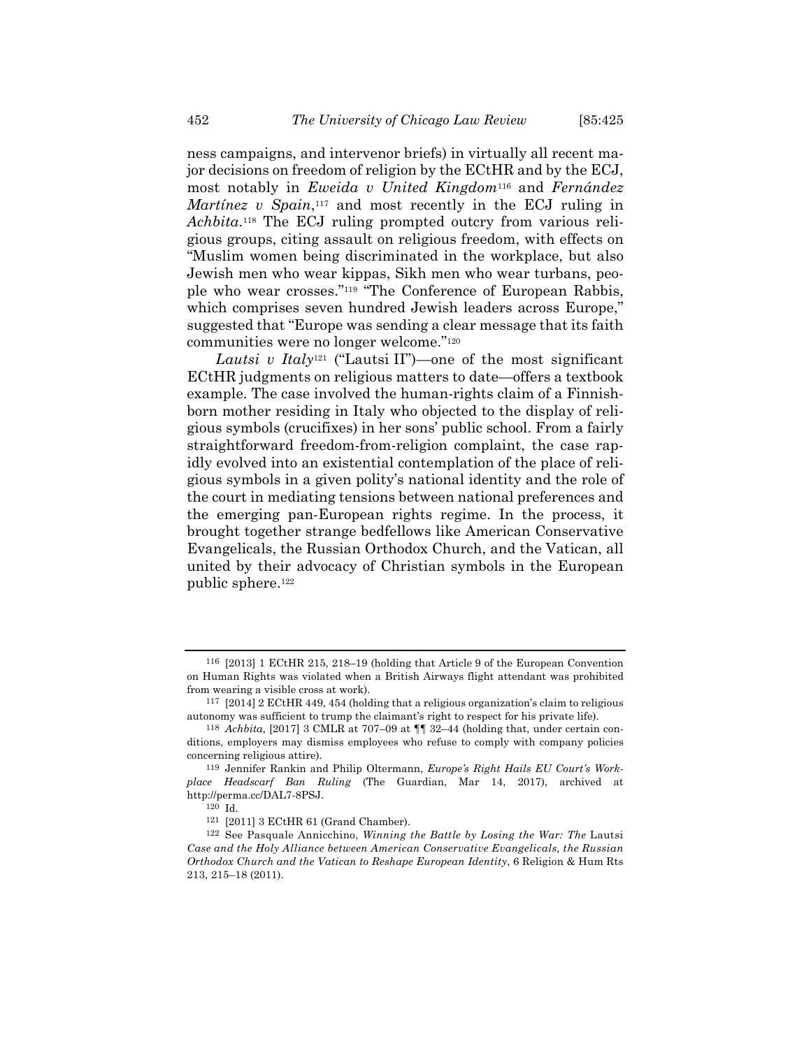ness campaigns, and intervenor briefs) in virtually all recent major decisions on freedom of religion by the ECtHR and by the ECJ, most notably in *Eweida v United Kingdom*[116] and *Fernández Martínez v Spain*,[117] and most recently in the ECJ ruling in *Achbita*.[118] The ECJ ruling prompted outcry from various religious groups, citing assault on religious freedom, with effects on "Muslim women being discriminated in the workplace, but also Jewish men who wear kippas, Sikh men who wear turbans, people who wear crosses."[119] "The Conference of European Rabbis, which comprises seven hundred Jewish leaders across Europe," suggested that "Europe was sending a clear message that its faith communities were no longer welcome."[120]

*Lautsi v Italy*[121] ("Lautsi II")—one of the most significant ECtHR judgments on religious matters to date—offers a textbook example. The case involved the human-rights claim of a Finnish-born mother residing in Italy who objected to the display of religious symbols (crucifixes) in her sons' public school. From a fairly straightforward freedom-from-religion complaint, the case rapidly evolved into an existential contemplation of the place of religious symbols in a given polity's national identity and the role of the court in mediating tensions between national preferences and the emerging pan-European rights regime. In the process, it brought together strange bedfellows like American Conservative Evangelicals, the Russian Orthodox Church, and the Vatican, all united by their advocacy of Christian symbols in the European public sphere.[122]

---

116 [2013] 1 ECtHR 215, 218–19 (holding that Article 9 of the European Convention on Human Rights was violated when a British Airways flight attendant was prohibited from wearing a visible cross at work).

117 [2014] 2 ECtHR 449, 454 (holding that a religious organization's claim to religious autonomy was sufficient to trump the claimant's right to respect for his private life).

118 *Achbita*, [2017] 3 CMLR at 707–09 at ¶¶ 32–44 (holding that, under certain conditions, employers may dismiss employees who refuse to comply with company policies concerning religious attire).

119 Jennifer Rankin and Philip Oltermann, *Europe's Right Hails EU Court's Workplace Headscarf Ban Ruling* (The Guardian, Mar 14, 2017), archived at http://perma.cc/DAL7-8PSJ.

120 Id.

121 [2011] 3 ECtHR 61 (Grand Chamber).

122 See Pasquale Annicchino, *Winning the Battle by Losing the War: The* Lautsi *Case and the Holy Alliance between American Conservative Evangelicals, the Russian Orthodox Church and the Vatican to Reshape European Identity*, 6 Religion & Hum Rts 213, 215–18 (2011).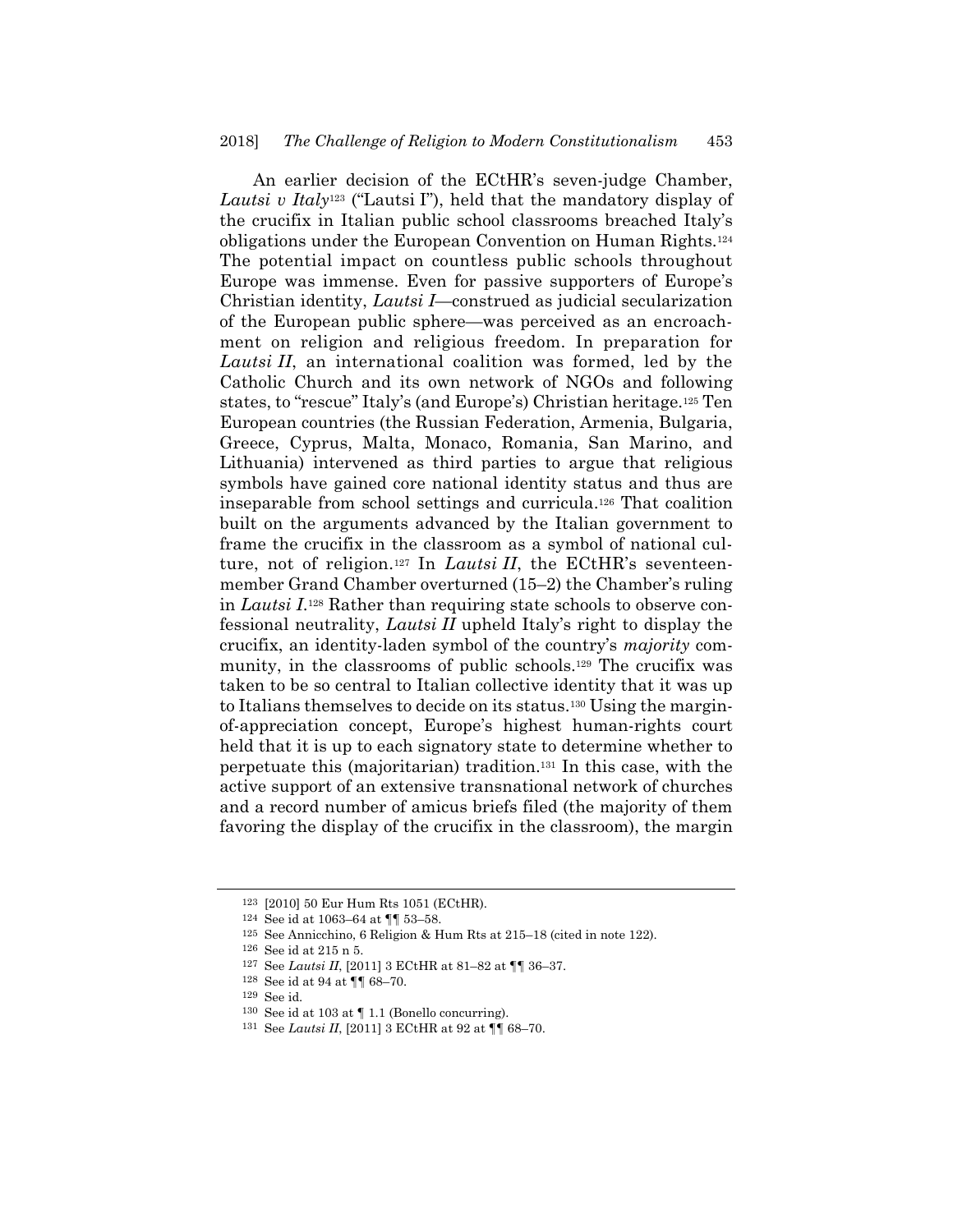An earlier decision of the ECtHR's seven-judge Chamber, *Lautsi v Italy*[123] ("Lautsi I"), held that the mandatory display of the crucifix in Italian public school classrooms breached Italy's obligations under the European Convention on Human Rights.[124] The potential impact on countless public schools throughout Europe was immense. Even for passive supporters of Europe's Christian identity, *Lautsi I*—construed as judicial secularization of the European public sphere—was perceived as an encroachment on religion and religious freedom. In preparation for *Lautsi II*, an international coalition was formed, led by the Catholic Church and its own network of NGOs and following states, to "rescue" Italy's (and Europe's) Christian heritage.[125] Ten European countries (the Russian Federation, Armenia, Bulgaria, Greece, Cyprus, Malta, Monaco, Romania, San Marino, and Lithuania) intervened as third parties to argue that religious symbols have gained core national identity status and thus are inseparable from school settings and curricula.[126] That coalition built on the arguments advanced by the Italian government to frame the crucifix in the classroom as a symbol of national culture, not of religion.[127] In *Lautsi II*, the ECtHR's seventeen-member Grand Chamber overturned (15–2) the Chamber's ruling in *Lautsi I*.[128] Rather than requiring state schools to observe confessional neutrality, *Lautsi II* upheld Italy's right to display the crucifix, an identity-laden symbol of the country's *majority* community, in the classrooms of public schools.[129] The crucifix was taken to be so central to Italian collective identity that it was up to Italians themselves to decide on its status.[130] Using the margin-of-appreciation concept, Europe's highest human-rights court held that it is up to each signatory state to determine whether to perpetuate this (majoritarian) tradition.[131] In this case, with the active support of an extensive transnational network of churches and a record number of amicus briefs filed (the majority of them favoring the display of the crucifix in the classroom), the margin

---

[123] [2010] 50 Eur Hum Rts 1051 (ECtHR).

[124] See id at 1063–64 at ¶¶ 53–58.

[125] See Annicchino, 6 Religion & Hum Rts at 215–18 (cited in note 122).

[126] See id at 215 n 5.

[127] See *Lautsi II*, [2011] 3 ECtHR at 81–82 at ¶¶ 36–37.

[128] See id at 94 at ¶¶ 68–70.

[129] See id.

[130] See id at 103 at ¶ 1.1 (Bonello concurring).

[131] See *Lautsi II*, [2011] 3 ECtHR at 92 at ¶¶ 68–70.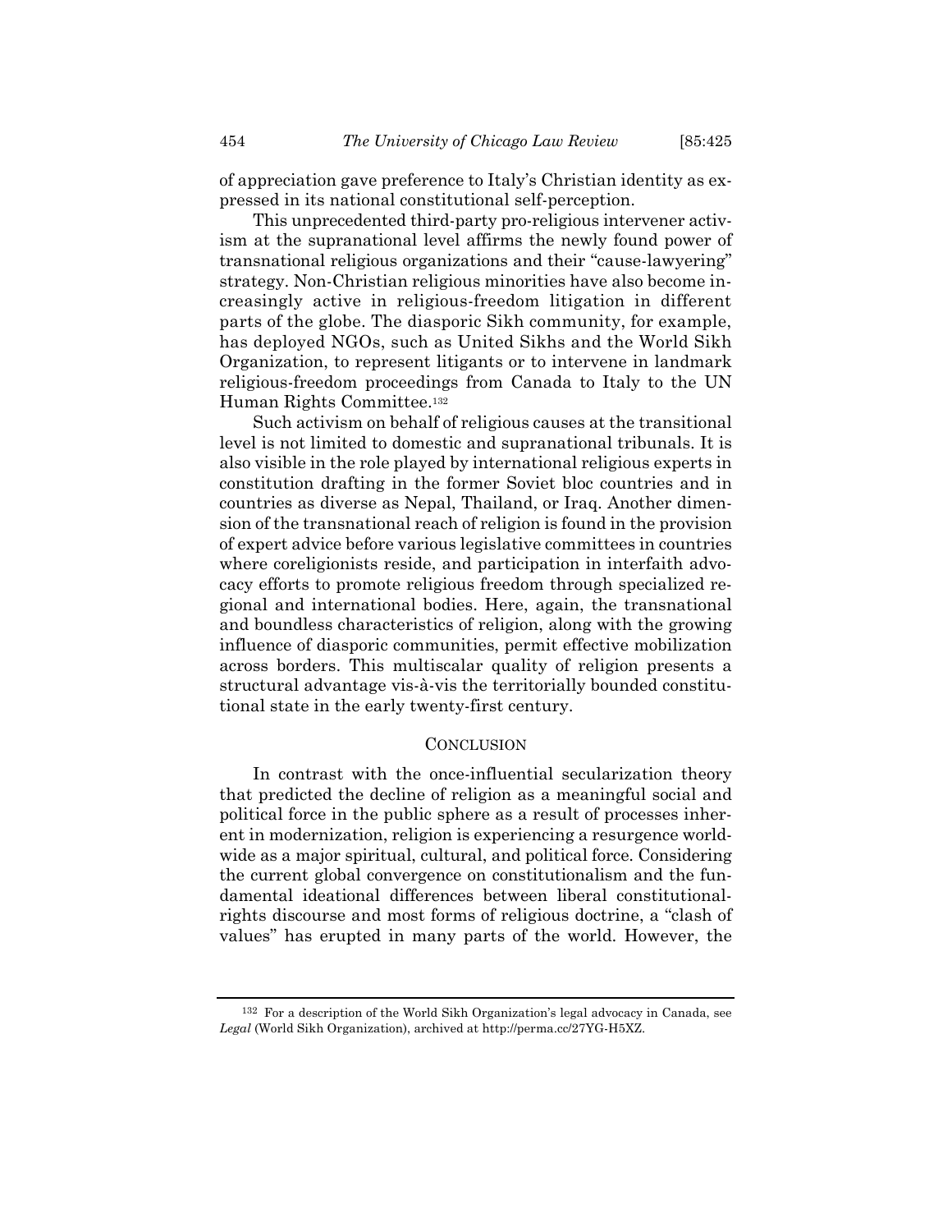of appreciation gave preference to Italy's Christian identity as expressed in its national constitutional self-perception.

This unprecedented third-party pro-religious intervener activism at the supranational level affirms the newly found power of transnational religious organizations and their "cause-lawyering" strategy. Non-Christian religious minorities have also become increasingly active in religious-freedom litigation in different parts of the globe. The diasporic Sikh community, for example, has deployed NGOs, such as United Sikhs and the World Sikh Organization, to represent litigants or to intervene in landmark religious-freedom proceedings from Canada to Italy to the UN Human Rights Committee.[132]

Such activism on behalf of religious causes at the transitional level is not limited to domestic and supranational tribunals. It is also visible in the role played by international religious experts in constitution drafting in the former Soviet bloc countries and in countries as diverse as Nepal, Thailand, or Iraq. Another dimension of the transnational reach of religion is found in the provision of expert advice before various legislative committees in countries where coreligionists reside, and participation in interfaith advocacy efforts to promote religious freedom through specialized regional and international bodies. Here, again, the transnational and boundless characteristics of religion, along with the growing influence of diasporic communities, permit effective mobilization across borders. This multiscalar quality of religion presents a structural advantage vis-à-vis the territorially bounded constitutional state in the early twenty-first century.

## CONCLUSION

In contrast with the once-influential secularization theory that predicted the decline of religion as a meaningful social and political force in the public sphere as a result of processes inherent in modernization, religion is experiencing a resurgence worldwide as a major spiritual, cultural, and political force. Considering the current global convergence on constitutionalism and the fundamental ideational differences between liberal constitutional-rights discourse and most forms of religious doctrine, a "clash of values" has erupted in many parts of the world. However, the

[132] For a description of the World Sikh Organization's legal advocacy in Canada, see *Legal* (World Sikh Organization), archived at http://perma.cc/27YG-H5XZ.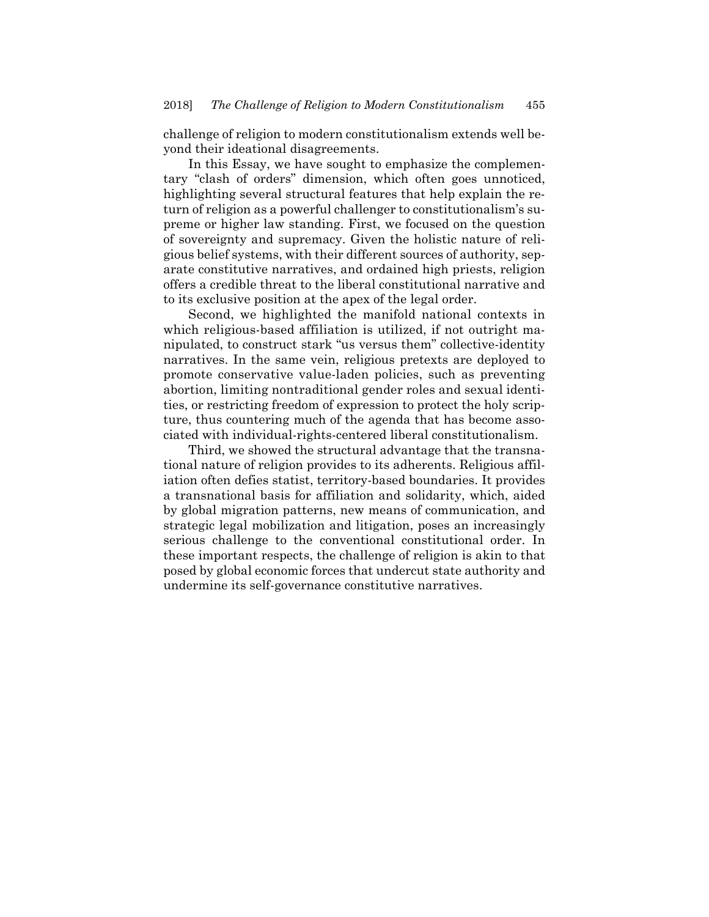challenge of religion to modern constitutionalism extends well beyond their ideational disagreements.

In this Essay, we have sought to emphasize the complementary "clash of orders" dimension, which often goes unnoticed, highlighting several structural features that help explain the return of religion as a powerful challenger to constitutionalism's supreme or higher law standing. First, we focused on the question of sovereignty and supremacy. Given the holistic nature of religious belief systems, with their different sources of authority, separate constitutive narratives, and ordained high priests, religion offers a credible threat to the liberal constitutional narrative and to its exclusive position at the apex of the legal order.

Second, we highlighted the manifold national contexts in which religious-based affiliation is utilized, if not outright manipulated, to construct stark "us versus them" collective-identity narratives. In the same vein, religious pretexts are deployed to promote conservative value-laden policies, such as preventing abortion, limiting nontraditional gender roles and sexual identities, or restricting freedom of expression to protect the holy scripture, thus countering much of the agenda that has become associated with individual-rights-centered liberal constitutionalism.

Third, we showed the structural advantage that the transnational nature of religion provides to its adherents. Religious affiliation often defies statist, territory-based boundaries. It provides a transnational basis for affiliation and solidarity, which, aided by global migration patterns, new means of communication, and strategic legal mobilization and litigation, poses an increasingly serious challenge to the conventional constitutional order. In these important respects, the challenge of religion is akin to that posed by global economic forces that undercut state authority and undermine its self-governance constitutive narratives.